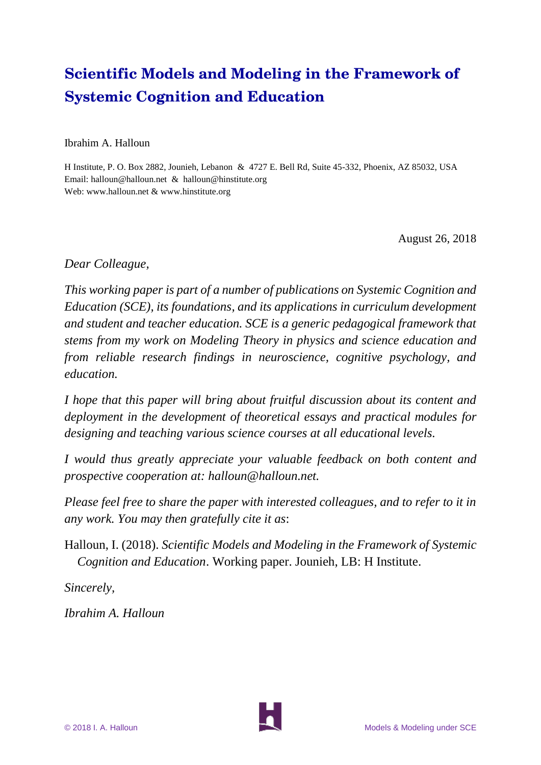# Scientific Models and Modeling in the Framework of Systemic Cognition and Education

Ibrahim A. Halloun

H Institute, P. O. Box 2882, Jounieh, Lebanon & 4727 E. Bell Rd, Suite 45-332, Phoenix, AZ 85032, USA
Email: halloun@halloun.net & halloun@hinstitute.org
Web: www.halloun.net & www.hinstitute.org

August 26, 2018

*Dear Colleague,*

*This working paper is part of a number of publications on Systemic Cognition and Education (SCE), its foundations, and its applications in curriculum development and student and teacher education. SCE is a generic pedagogical framework that stems from my work on Modeling Theory in physics and science education and from reliable research findings in neuroscience, cognitive psychology, and education.*

*I hope that this paper will bring about fruitful discussion about its content and deployment in the development of theoretical essays and practical modules for designing and teaching various science courses at all educational levels.*

*I would thus greatly appreciate your valuable feedback on both content and prospective cooperation at: halloun@halloun.net.*

*Please feel free to share the paper with interested colleagues, and to refer to it in any work. You may then gratefully cite it as*:

Halloun, I. (2018). *Scientific Models and Modeling in the Framework of Systemic Cognition and Education*. Working paper. Jounieh, LB: H Institute.

*Sincerely,*

*Ibrahim A. Halloun*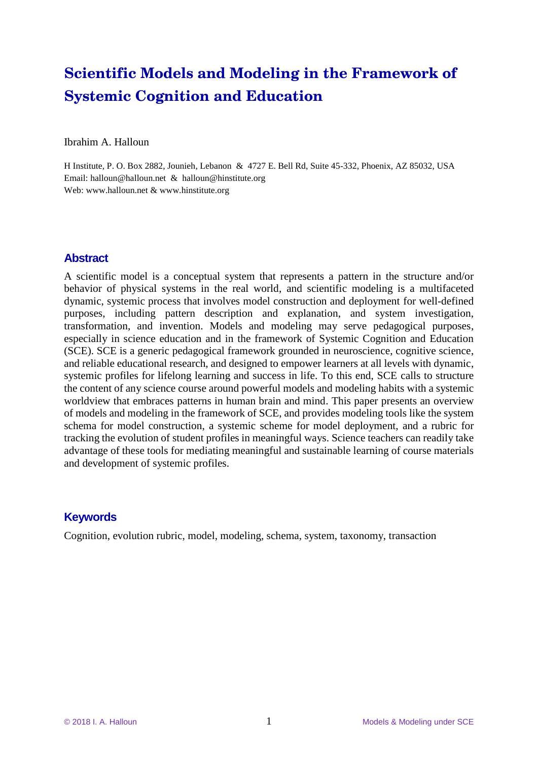# Scientific Models and Modeling in the Framework of Systemic Cognition and Education

Ibrahim A. Halloun

H Institute, P. O. Box 2882, Jounieh, Lebanon & 4727 E. Bell Rd, Suite 45-332, Phoenix, AZ 85032, USA
Email: halloun@halloun.net & halloun@hinstitute.org
Web: www.halloun.net & www.hinstitute.org

## Abstract

A scientific model is a conceptual system that represents a pattern in the structure and/or behavior of physical systems in the real world, and scientific modeling is a multifaceted dynamic, systemic process that involves model construction and deployment for well-defined purposes, including pattern description and explanation, and system investigation, transformation, and invention. Models and modeling may serve pedagogical purposes, especially in science education and in the framework of Systemic Cognition and Education (SCE). SCE is a generic pedagogical framework grounded in neuroscience, cognitive science, and reliable educational research, and designed to empower learners at all levels with dynamic, systemic profiles for lifelong learning and success in life. To this end, SCE calls to structure the content of any science course around powerful models and modeling habits with a systemic worldview that embraces patterns in human brain and mind. This paper presents an overview of models and modeling in the framework of SCE, and provides modeling tools like the system schema for model construction, a systemic scheme for model deployment, and a rubric for tracking the evolution of student profiles in meaningful ways. Science teachers can readily take advantage of these tools for mediating meaningful and sustainable learning of course materials and development of systemic profiles.

## Keywords

Cognition, evolution rubric, model, modeling, schema, system, taxonomy, transaction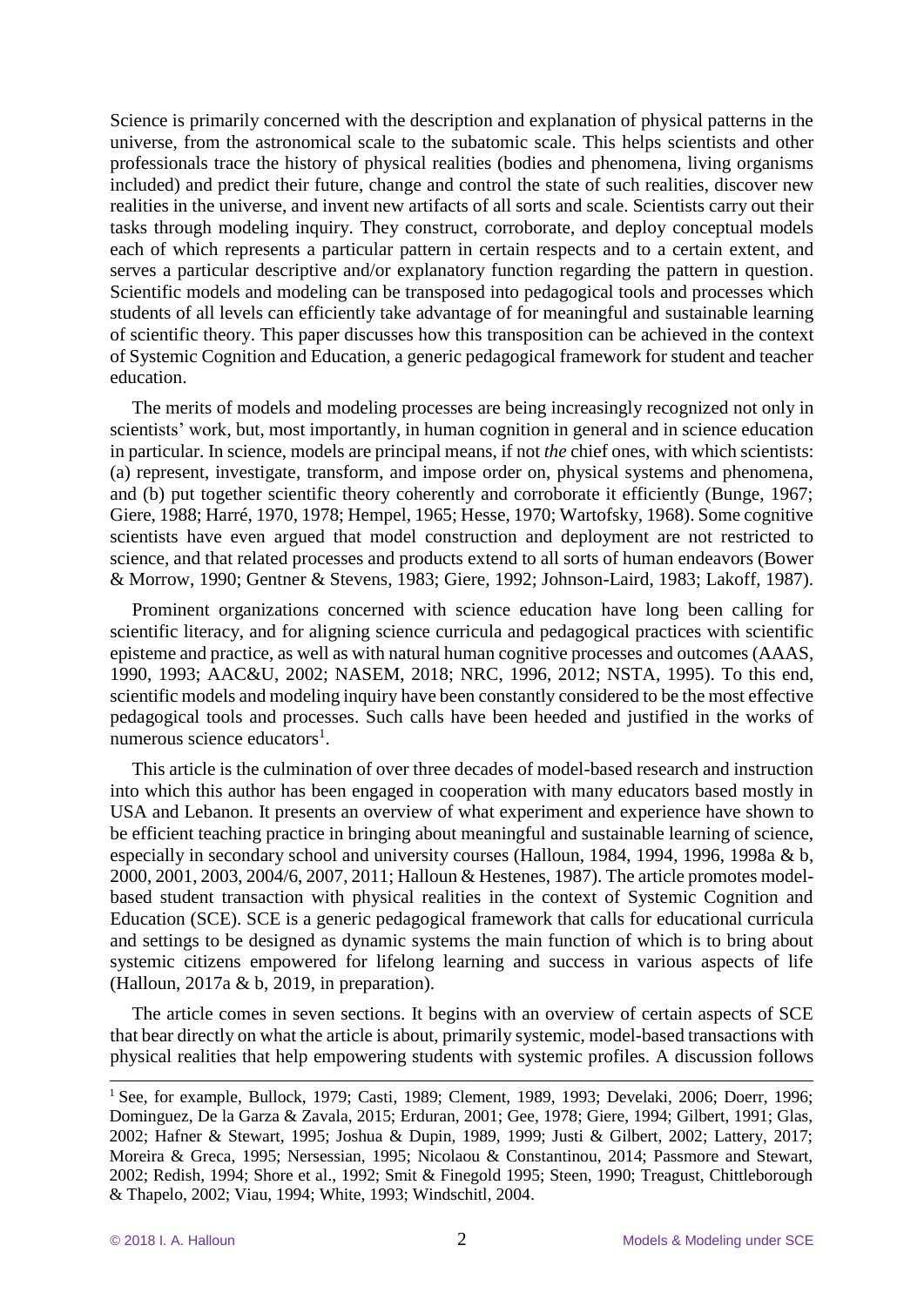Science is primarily concerned with the description and explanation of physical patterns in the universe, from the astronomical scale to the subatomic scale. This helps scientists and other professionals trace the history of physical realities (bodies and phenomena, living organisms included) and predict their future, change and control the state of such realities, discover new realities in the universe, and invent new artifacts of all sorts and scale. Scientists carry out their tasks through modeling inquiry. They construct, corroborate, and deploy conceptual models each of which represents a particular pattern in certain respects and to a certain extent, and serves a particular descriptive and/or explanatory function regarding the pattern in question. Scientific models and modeling can be transposed into pedagogical tools and processes which students of all levels can efficiently take advantage of for meaningful and sustainable learning of scientific theory. This paper discusses how this transposition can be achieved in the context of Systemic Cognition and Education, a generic pedagogical framework for student and teacher education.

The merits of models and modeling processes are being increasingly recognized not only in scientists' work, but, most importantly, in human cognition in general and in science education in particular. In science, models are principal means, if not *the* chief ones, with which scientists: (a) represent, investigate, transform, and impose order on, physical systems and phenomena, and (b) put together scientific theory coherently and corroborate it efficiently (Bunge, 1967; Giere, 1988; Harré, 1970, 1978; Hempel, 1965; Hesse, 1970; Wartofsky, 1968). Some cognitive scientists have even argued that model construction and deployment are not restricted to science, and that related processes and products extend to all sorts of human endeavors (Bower & Morrow, 1990; Gentner & Stevens, 1983; Giere, 1992; Johnson-Laird, 1983; Lakoff, 1987).

Prominent organizations concerned with science education have long been calling for scientific literacy, and for aligning science curricula and pedagogical practices with scientific episteme and practice, as well as with natural human cognitive processes and outcomes (AAAS, 1990, 1993; AAC&U, 2002; NASEM, 2018; NRC, 1996, 2012; NSTA, 1995). To this end, scientific models and modeling inquiry have been constantly considered to be the most effective pedagogical tools and processes. Such calls have been heeded and justified in the works of numerous science educators[1].

This article is the culmination of over three decades of model-based research and instruction into which this author has been engaged in cooperation with many educators based mostly in USA and Lebanon. It presents an overview of what experiment and experience have shown to be efficient teaching practice in bringing about meaningful and sustainable learning of science, especially in secondary school and university courses (Halloun, 1984, 1994, 1996, 1998a & b, 2000, 2001, 2003, 2004/6, 2007, 2011; Halloun & Hestenes, 1987). The article promotes model-based student transaction with physical realities in the context of Systemic Cognition and Education (SCE). SCE is a generic pedagogical framework that calls for educational curricula and settings to be designed as dynamic systems the main function of which is to bring about systemic citizens empowered for lifelong learning and success in various aspects of life (Halloun, 2017a & b, 2019, in preparation).

The article comes in seven sections. It begins with an overview of certain aspects of SCE that bear directly on what the article is about, primarily systemic, model-based transactions with physical realities that help empowering students with systemic profiles. A discussion follows

---

[1] See, for example, Bullock, 1979; Casti, 1989; Clement, 1989, 1993; Develaki, 2006; Doerr, 1996; Dominguez, De la Garza & Zavala, 2015; Erduran, 2001; Gee, 1978; Giere, 1994; Gilbert, 1991; Glas, 2002; Hafner & Stewart, 1995; Joshua & Dupin, 1989, 1999; Justi & Gilbert, 2002; Lattery, 2017; Moreira & Greca, 1995; Nersessian, 1995; Nicolaou & Constantinou, 2014; Passmore and Stewart, 2002; Redish, 1994; Shore et al., 1992; Smit & Finegold 1995; Steen, 1990; Treagust, Chittleborough & Thapelo, 2002; Viau, 1994; White, 1993; Windschitl, 2004.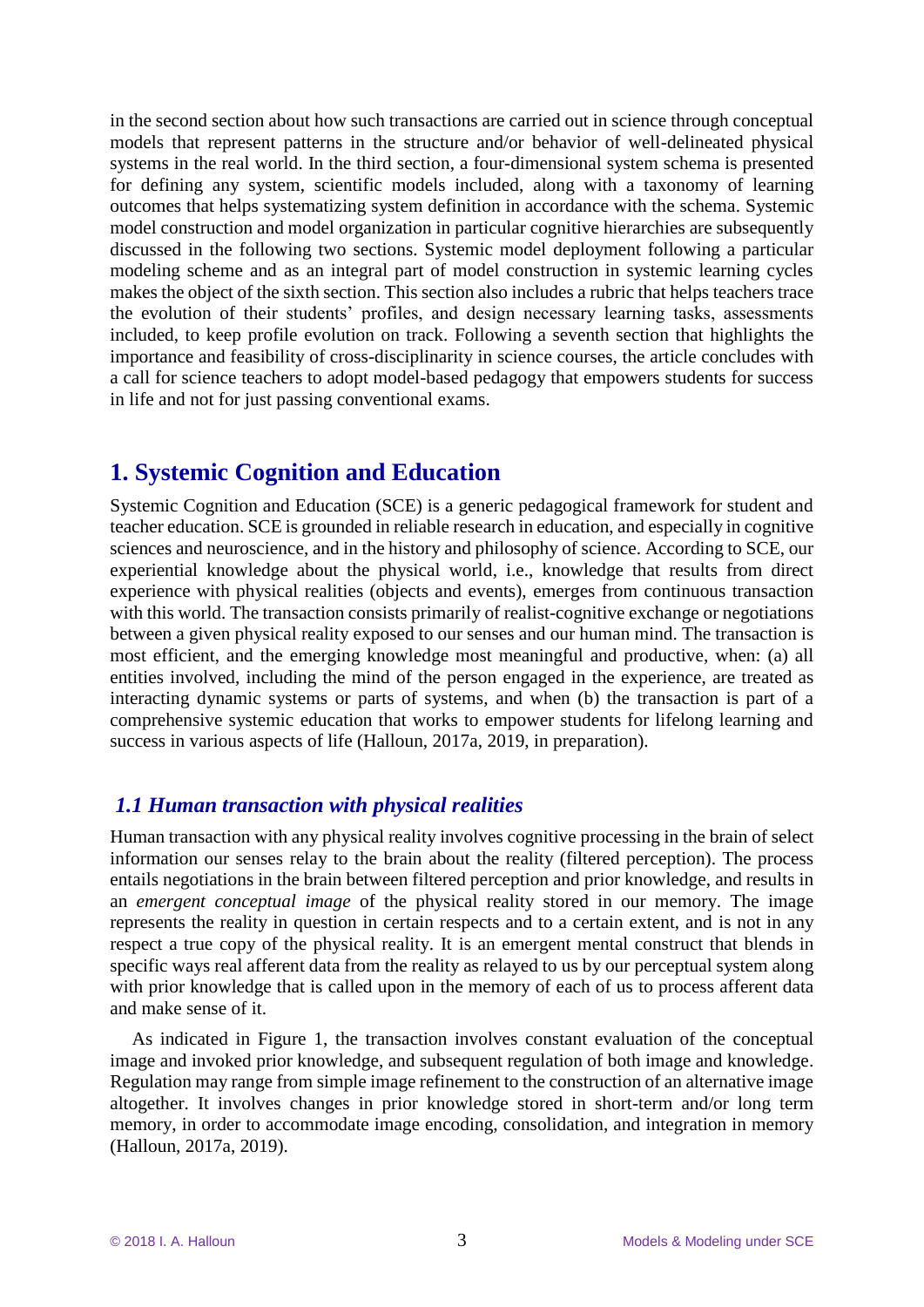in the second section about how such transactions are carried out in science through conceptual models that represent patterns in the structure and/or behavior of well-delineated physical systems in the real world. In the third section, a four-dimensional system schema is presented for defining any system, scientific models included, along with a taxonomy of learning outcomes that helps systematizing system definition in accordance with the schema. Systemic model construction and model organization in particular cognitive hierarchies are subsequently discussed in the following two sections. Systemic model deployment following a particular modeling scheme and as an integral part of model construction in systemic learning cycles makes the object of the sixth section. This section also includes a rubric that helps teachers trace the evolution of their students' profiles, and design necessary learning tasks, assessments included, to keep profile evolution on track. Following a seventh section that highlights the importance and feasibility of cross-disciplinarity in science courses, the article concludes with a call for science teachers to adopt model-based pedagogy that empowers students for success in life and not for just passing conventional exams.

## 1. Systemic Cognition and Education

Systemic Cognition and Education (SCE) is a generic pedagogical framework for student and teacher education. SCE is grounded in reliable research in education, and especially in cognitive sciences and neuroscience, and in the history and philosophy of science. According to SCE, our experiential knowledge about the physical world, i.e., knowledge that results from direct experience with physical realities (objects and events), emerges from continuous transaction with this world. The transaction consists primarily of realist-cognitive exchange or negotiations between a given physical reality exposed to our senses and our human mind. The transaction is most efficient, and the emerging knowledge most meaningful and productive, when: (a) all entities involved, including the mind of the person engaged in the experience, are treated as interacting dynamic systems or parts of systems, and when (b) the transaction is part of a comprehensive systemic education that works to empower students for lifelong learning and success in various aspects of life (Halloun, 2017a, 2019, in preparation).

### *1.1 Human transaction with physical realities*

Human transaction with any physical reality involves cognitive processing in the brain of select information our senses relay to the brain about the reality (filtered perception). The process entails negotiations in the brain between filtered perception and prior knowledge, and results in an *emergent conceptual image* of the physical reality stored in our memory. The image represents the reality in question in certain respects and to a certain extent, and is not in any respect a true copy of the physical reality. It is an emergent mental construct that blends in specific ways real afferent data from the reality as relayed to us by our perceptual system along with prior knowledge that is called upon in the memory of each of us to process afferent data and make sense of it.

As indicated in Figure 1, the transaction involves constant evaluation of the conceptual image and invoked prior knowledge, and subsequent regulation of both image and knowledge. Regulation may range from simple image refinement to the construction of an alternative image altogether. It involves changes in prior knowledge stored in short-term and/or long term memory, in order to accommodate image encoding, consolidation, and integration in memory (Halloun, 2017a, 2019).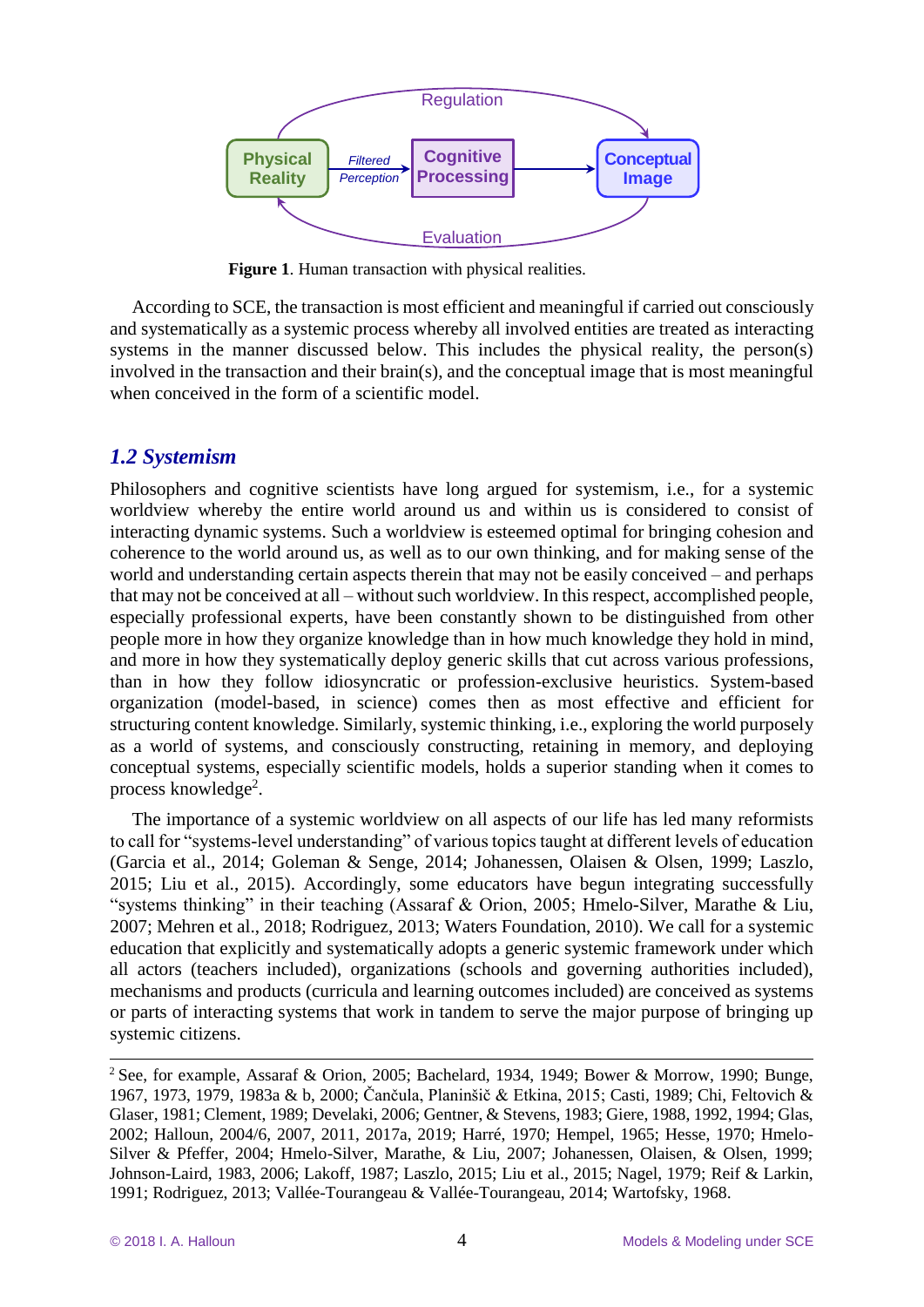Figure 1. Human transaction with physical realities.

According to SCE, the transaction is most efficient and meaningful if carried out consciously and systematically as a systemic process whereby all involved entities are treated as interacting systems in the manner discussed below. This includes the physical reality, the person(s) involved in the transaction and their brain(s), and the conceptual image that is most meaningful when conceived in the form of a scientific model.

## *1.2 Systemism*

Philosophers and cognitive scientists have long argued for systemism, i.e., for a systemic worldview whereby the entire world around us and within us is considered to consist of interacting dynamic systems. Such a worldview is esteemed optimal for bringing cohesion and coherence to the world around us, as well as to our own thinking, and for making sense of the world and understanding certain aspects therein that may not be easily conceived – and perhaps that may not be conceived at all – without such worldview. In this respect, accomplished people, especially professional experts, have been constantly shown to be distinguished from other people more in how they organize knowledge than in how much knowledge they hold in mind, and more in how they systematically deploy generic skills that cut across various professions, than in how they follow idiosyncratic or profession-exclusive heuristics. System-based organization (model-based, in science) comes then as most effective and efficient for structuring content knowledge. Similarly, systemic thinking, i.e., exploring the world purposely as a world of systems, and consciously constructing, retaining in memory, and deploying conceptual systems, especially scientific models, holds a superior standing when it comes to process knowledge[2].

The importance of a systemic worldview on all aspects of our life has led many reformists to call for "systems-level understanding" of various topics taught at different levels of education (Garcia et al., 2014; Goleman & Senge, 2014; Johanessen, Olaisen & Olsen, 1999; Laszlo, 2015; Liu et al., 2015). Accordingly, some educators have begun integrating successfully "systems thinking" in their teaching (Assaraf & Orion, 2005; Hmelo-Silver, Marathe & Liu, 2007; Mehren et al., 2018; Rodriguez, 2013; Waters Foundation, 2010). We call for a systemic education that explicitly and systematically adopts a generic systemic framework under which all actors (teachers included), organizations (schools and governing authorities included), mechanisms and products (curricula and learning outcomes included) are conceived as systems or parts of interacting systems that work in tandem to serve the major purpose of bringing up systemic citizens.

---

[2] See, for example, Assaraf & Orion, 2005; Bachelard, 1934, 1949; Bower & Morrow, 1990; Bunge, 1967, 1973, 1979, 1983a & b, 2000; Čančula, Planinšič & Etkina, 2015; Casti, 1989; Chi, Feltovich & Glaser, 1981; Clement, 1989; Develaki, 2006; Gentner, & Stevens, 1983; Giere, 1988, 1992, 1994; Glas, 2002; Halloun, 2004/6, 2007, 2011, 2017a, 2019; Harré, 1970; Hempel, 1965; Hesse, 1970; Hmelo-Silver & Pfeffer, 2004; Hmelo-Silver, Marathe, & Liu, 2007; Johanessen, Olaisen, & Olsen, 1999; Johnson-Laird, 1983, 2006; Lakoff, 1987; Laszlo, 2015; Liu et al., 2015; Nagel, 1979; Reif & Larkin, 1991; Rodriguez, 2013; Vallée-Tourangeau & Vallée-Tourangeau, 2014; Wartofsky, 1968.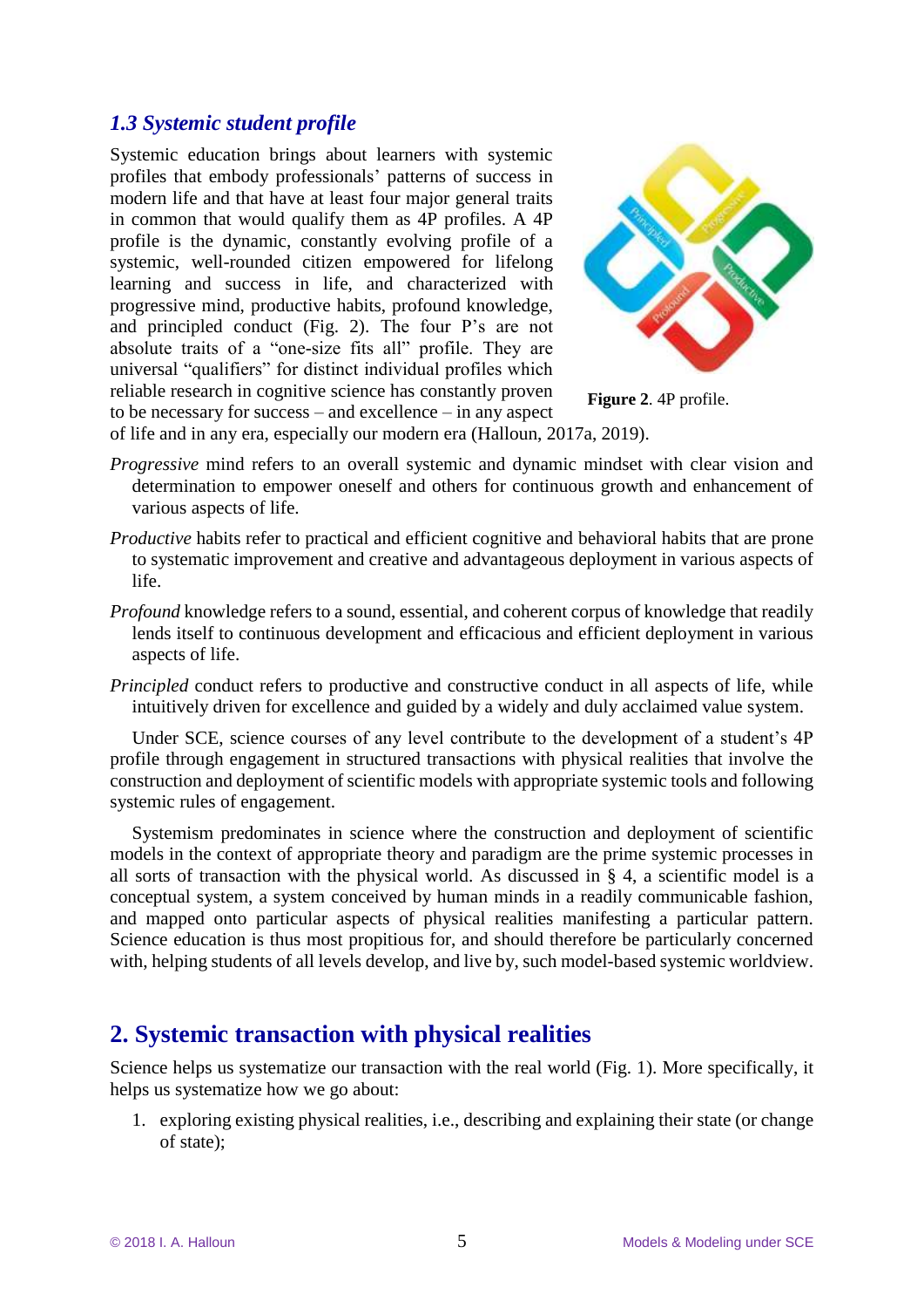### *1.3 Systemic student profile*

Systemic education brings about learners with systemic profiles that embody professionals' patterns of success in modern life and that have at least four major general traits in common that would qualify them as 4P profiles. A 4P profile is the dynamic, constantly evolving profile of a systemic, well-rounded citizen empowered for lifelong learning and success in life, and characterized with progressive mind, productive habits, profound knowledge, and principled conduct (Fig. 2). The four P's are not absolute traits of a "one-size fits all" profile. They are universal "qualifiers" for distinct individual profiles which reliable research in cognitive science has constantly proven to be necessary for success – and excellence – in any aspect of life and in any era, especially our modern era (Halloun, 2017a, 2019).

**Figure 2**. 4P profile.

*Progressive* mind refers to an overall systemic and dynamic mindset with clear vision and determination to empower oneself and others for continuous growth and enhancement of various aspects of life.

*Productive* habits refer to practical and efficient cognitive and behavioral habits that are prone to systematic improvement and creative and advantageous deployment in various aspects of life.

*Profound* knowledge refers to a sound, essential, and coherent corpus of knowledge that readily lends itself to continuous development and efficacious and efficient deployment in various aspects of life.

*Principled* conduct refers to productive and constructive conduct in all aspects of life, while intuitively driven for excellence and guided by a widely and duly acclaimed value system.

Under SCE, science courses of any level contribute to the development of a student's 4P profile through engagement in structured transactions with physical realities that involve the construction and deployment of scientific models with appropriate systemic tools and following systemic rules of engagement.

Systemism predominates in science where the construction and deployment of scientific models in the context of appropriate theory and paradigm are the prime systemic processes in all sorts of transaction with the physical world. As discussed in § 4, a scientific model is a conceptual system, a system conceived by human minds in a readily communicable fashion, and mapped onto particular aspects of physical realities manifesting a particular pattern. Science education is thus most propitious for, and should therefore be particularly concerned with, helping students of all levels develop, and live by, such model-based systemic worldview.

## 2. Systemic transaction with physical realities

Science helps us systematize our transaction with the real world (Fig. 1). More specifically, it helps us systematize how we go about:

1. exploring existing physical realities, i.e., describing and explaining their state (or change of state);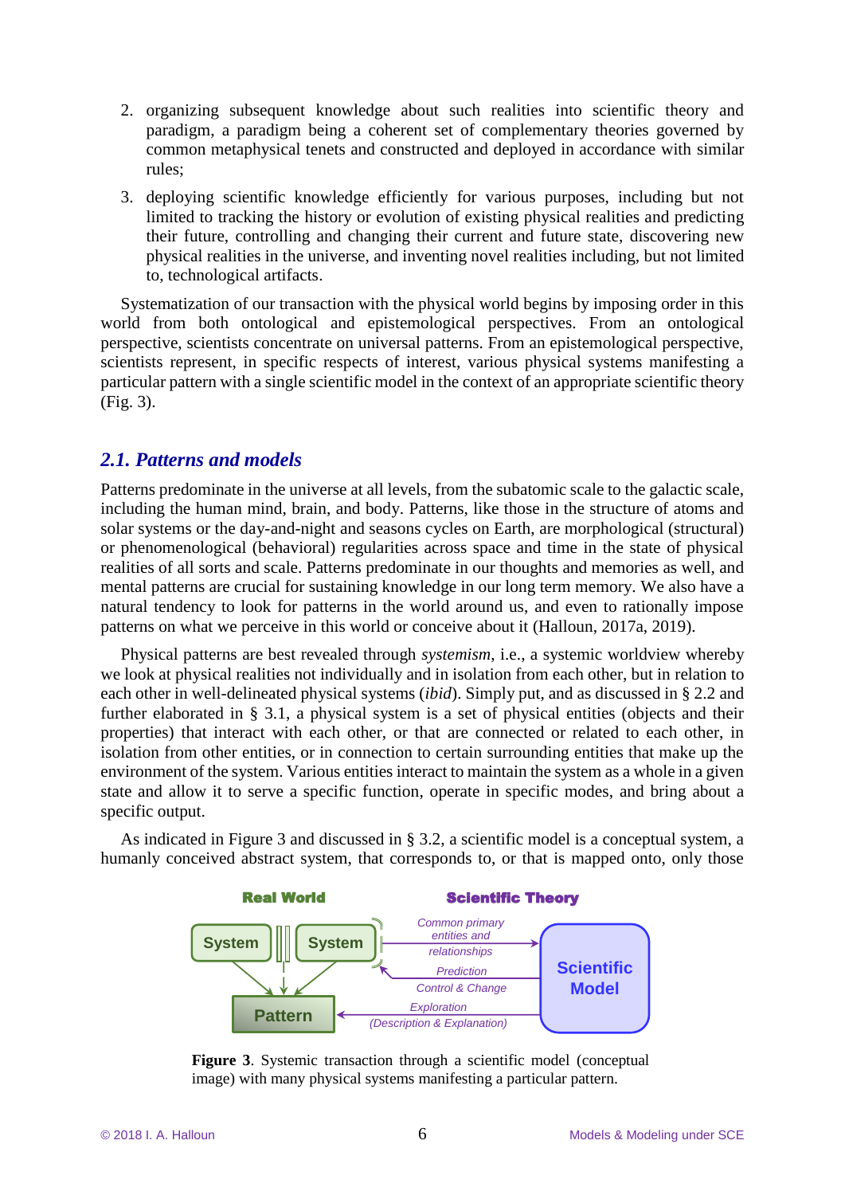2. organizing subsequent knowledge about such realities into scientific theory and paradigm, a paradigm being a coherent set of complementary theories governed by common metaphysical tenets and constructed and deployed in accordance with similar rules;
3. deploying scientific knowledge efficiently for various purposes, including but not limited to tracking the history or evolution of existing physical realities and predicting their future, controlling and changing their current and future state, discovering new physical realities in the universe, and inventing novel realities including, but not limited to, technological artifacts.

Systematization of our transaction with the physical world begins by imposing order in this world from both ontological and epistemological perspectives. From an ontological perspective, scientists concentrate on universal patterns. From an epistemological perspective, scientists represent, in specific respects of interest, various physical systems manifesting a particular pattern with a single scientific model in the context of an appropriate scientific theory (Fig. 3).

## *2.1. Patterns and models*

Patterns predominate in the universe at all levels, from the subatomic scale to the galactic scale, including the human mind, brain, and body. Patterns, like those in the structure of atoms and solar systems or the day-and-night and seasons cycles on Earth, are morphological (structural) or phenomenological (behavioral) regularities across space and time in the state of physical realities of all sorts and scale. Patterns predominate in our thoughts and memories as well, and mental patterns are crucial for sustaining knowledge in our long term memory. We have a natural tendency to look for patterns in the world around us, and even to rationally impose patterns on what we perceive in this world or conceive about it (Halloun, 2017a, 2019).

Physical patterns are best revealed through *systemism*, i.e., a systemic worldview whereby we look at physical realities not individually and in isolation from each other, but in relation to each other in well-delineated physical systems (*ibid*). Simply put, and as discussed in § 2.2 and further elaborated in § 3.1, a physical system is a set of physical entities (objects and their properties) that interact with each other, or that are connected or related to each other, in isolation from other entities, or in connection to certain surrounding entities that make up the environment of the system. Various entities interact to maintain the system as a whole in a given state and allow it to serve a specific function, operate in specific modes, and bring about a specific output.

As indicated in Figure 3 and discussed in § 3.2, a scientific model is a conceptual system, a humanly conceived abstract system, that corresponds to, or that is mapped onto, only those

**Figure 3**. Systemic transaction through a scientific model (conceptual image) with many physical systems manifesting a particular pattern.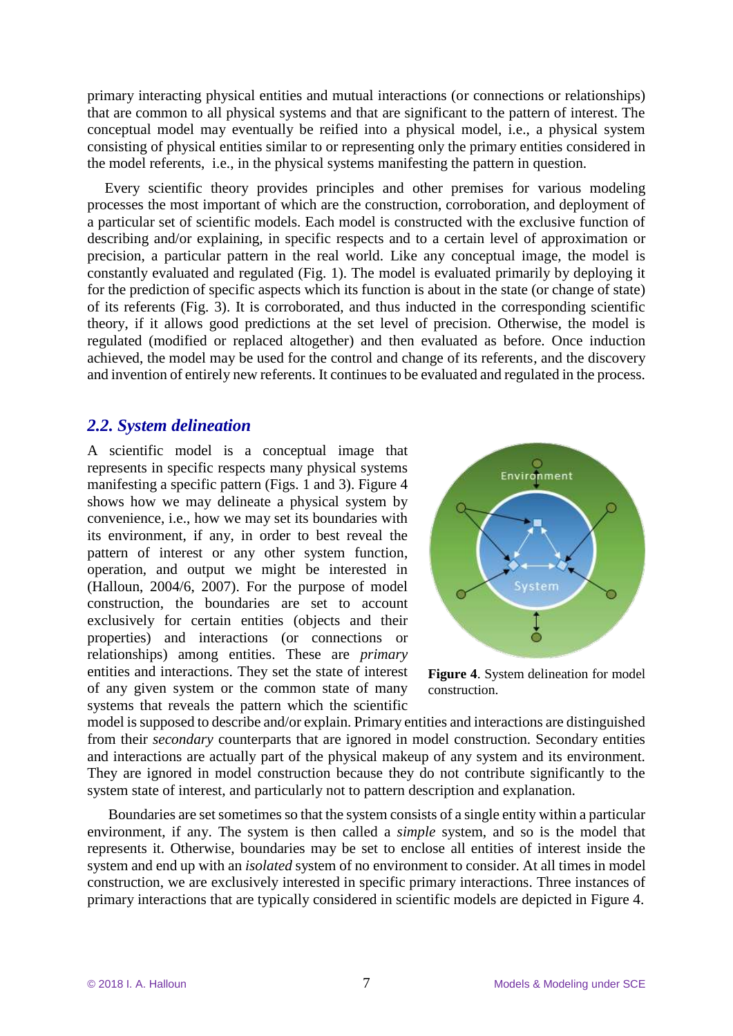primary interacting physical entities and mutual interactions (or connections or relationships) that are common to all physical systems and that are significant to the pattern of interest. The conceptual model may eventually be reified into a physical model, i.e., a physical system consisting of physical entities similar to or representing only the primary entities considered in the model referents, i.e., in the physical systems manifesting the pattern in question.

Every scientific theory provides principles and other premises for various modeling processes the most important of which are the construction, corroboration, and deployment of a particular set of scientific models. Each model is constructed with the exclusive function of describing and/or explaining, in specific respects and to a certain level of approximation or precision, a particular pattern in the real world. Like any conceptual image, the model is constantly evaluated and regulated (Fig. 1). The model is evaluated primarily by deploying it for the prediction of specific aspects which its function is about in the state (or change of state) of its referents (Fig. 3). It is corroborated, and thus inducted in the corresponding scientific theory, if it allows good predictions at the set level of precision. Otherwise, the model is regulated (modified or replaced altogether) and then evaluated as before. Once induction achieved, the model may be used for the control and change of its referents, and the discovery and invention of entirely new referents. It continues to be evaluated and regulated in the process.

## 2.2. System delineation

A scientific model is a conceptual image that represents in specific respects many physical systems manifesting a specific pattern (Figs. 1 and 3). Figure 4 shows how we may delineate a physical system by convenience, i.e., how we may set its boundaries with its environment, if any, in order to best reveal the pattern of interest or any other system function, operation, and output we might be interested in (Halloun, 2004/6, 2007). For the purpose of model construction, the boundaries are set to account exclusively for certain entities (objects and their properties) and interactions (or connections or relationships) among entities. These are *primary* entities and interactions. They set the state of interest of any given system or the common state of many systems that reveals the pattern which the scientific model is supposed to describe and/or explain. Primary entities and interactions are distinguished from their *secondary* counterparts that are ignored in model construction. Secondary entities and interactions are actually part of the physical makeup of any system and its environment. They are ignored in model construction because they do not contribute significantly to the system state of interest, and particularly not to pattern description and explanation.

**Figure 4**. System delineation for model construction.

Boundaries are set sometimes so that the system consists of a single entity within a particular environment, if any. The system is then called a *simple* system, and so is the model that represents it. Otherwise, boundaries may be set to enclose all entities of interest inside the system and end up with an *isolated* system of no environment to consider. At all times in model construction, we are exclusively interested in specific primary interactions. Three instances of primary interactions that are typically considered in scientific models are depicted in Figure 4.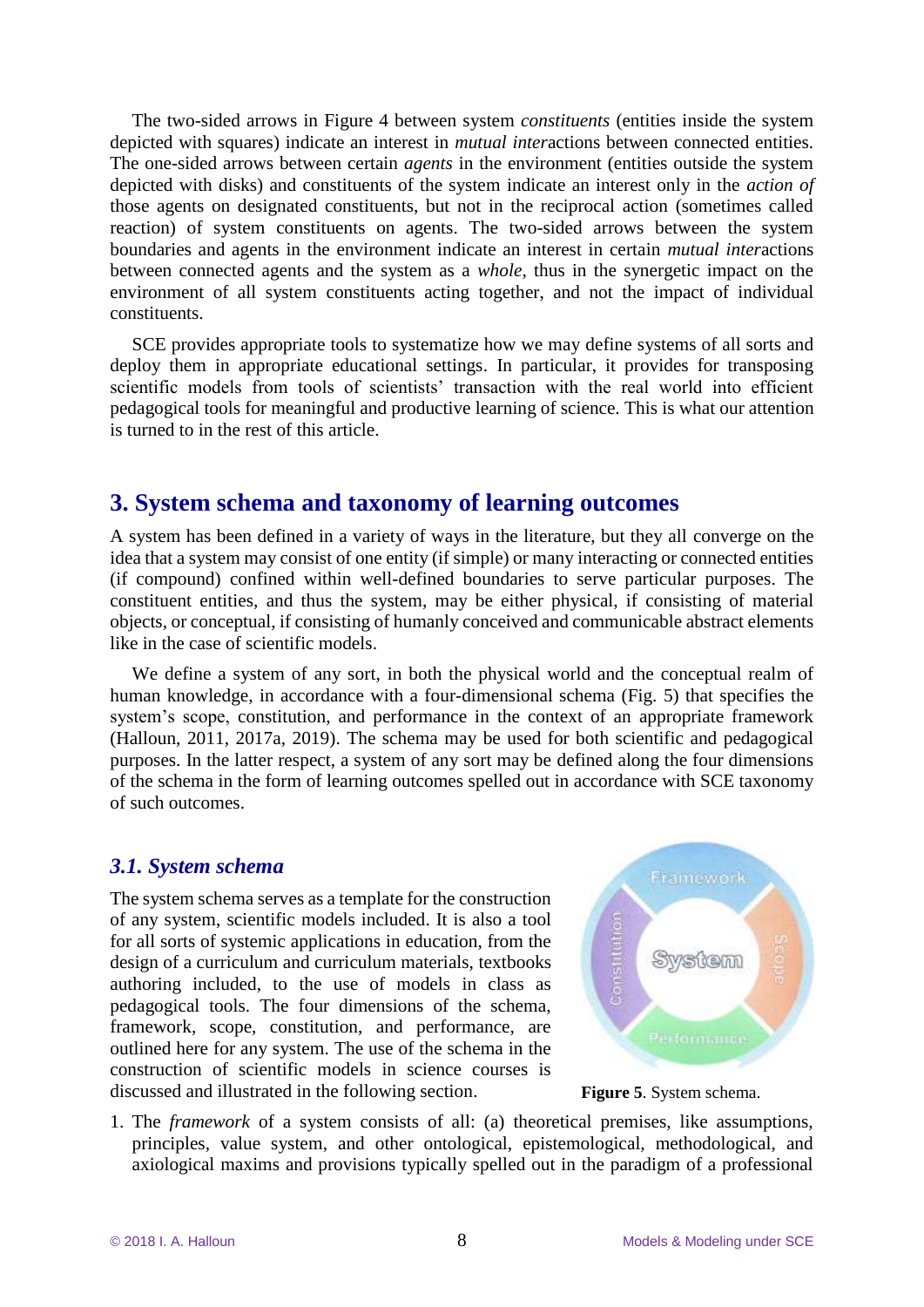The two-sided arrows in Figure 4 between system *constituents* (entities inside the system depicted with squares) indicate an interest in *mutual inter*actions between connected entities. The one-sided arrows between certain *agents* in the environment (entities outside the system depicted with disks) and constituents of the system indicate an interest only in the *action of* those agents on designated constituents, but not in the reciprocal action (sometimes called reaction) of system constituents on agents. The two-sided arrows between the system boundaries and agents in the environment indicate an interest in certain *mutual inter*actions between connected agents and the system as a *whole*, thus in the synergetic impact on the environment of all system constituents acting together, and not the impact of individual constituents.

SCE provides appropriate tools to systematize how we may define systems of all sorts and deploy them in appropriate educational settings. In particular, it provides for transposing scientific models from tools of scientists' transaction with the real world into efficient pedagogical tools for meaningful and productive learning of science. This is what our attention is turned to in the rest of this article.

## 3. System schema and taxonomy of learning outcomes

A system has been defined in a variety of ways in the literature, but they all converge on the idea that a system may consist of one entity (if simple) or many interacting or connected entities (if compound) confined within well-defined boundaries to serve particular purposes. The constituent entities, and thus the system, may be either physical, if consisting of material objects, or conceptual, if consisting of humanly conceived and communicable abstract elements like in the case of scientific models.

We define a system of any sort, in both the physical world and the conceptual realm of human knowledge, in accordance with a four-dimensional schema (Fig. 5) that specifies the system's scope, constitution, and performance in the context of an appropriate framework (Halloun, 2011, 2017a, 2019). The schema may be used for both scientific and pedagogical purposes. In the latter respect, a system of any sort may be defined along the four dimensions of the schema in the form of learning outcomes spelled out in accordance with SCE taxonomy of such outcomes.

### *3.1. System schema*

The system schema serves as a template for the construction of any system, scientific models included. It is also a tool for all sorts of systemic applications in education, from the design of a curriculum and curriculum materials, textbooks authoring included, to the use of models in class as pedagogical tools. The four dimensions of the schema, framework, scope, constitution, and performance, are outlined here for any system. The use of the schema in the construction of scientific models in science courses is discussed and illustrated in the following section.

**Figure 5**. System schema.

1. The *framework* of a system consists of all: (a) theoretical premises, like assumptions, principles, value system, and other ontological, epistemological, methodological, and axiological maxims and provisions typically spelled out in the paradigm of a professional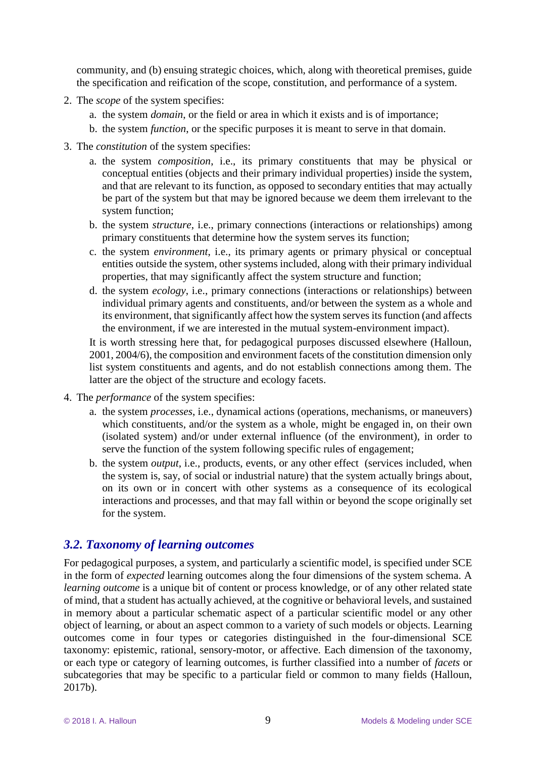community, and (b) ensuing strategic choices, which, along with theoretical premises, guide the specification and reification of the scope, constitution, and performance of a system.

2. The *scope* of the system specifies:
   a. the system *domain*, or the field or area in which it exists and is of importance;
   b. the system *function*, or the specific purposes it is meant to serve in that domain.
3. The *constitution* of the system specifies:
   a. the system *composition*, i.e., its primary constituents that may be physical or conceptual entities (objects and their primary individual properties) inside the system, and that are relevant to its function, as opposed to secondary entities that may actually be part of the system but that may be ignored because we deem them irrelevant to the system function;
   b. the system *structure*, i.e., primary connections (interactions or relationships) among primary constituents that determine how the system serves its function;
   c. the system *environment*, i.e., its primary agents or primary physical or conceptual entities outside the system, other systems included, along with their primary individual properties, that may significantly affect the system structure and function;
   d. the system *ecology*, i.e., primary connections (interactions or relationships) between individual primary agents and constituents, and/or between the system as a whole and its environment, that significantly affect how the system serves its function (and affects the environment, if we are interested in the mutual system-environment impact).

   It is worth stressing here that, for pedagogical purposes discussed elsewhere (Halloun, 2001, 2004/6), the composition and environment facets of the constitution dimension only list system constituents and agents, and do not establish connections among them. The latter are the object of the structure and ecology facets.
4. The *performance* of the system specifies:
   a. the system *processes*, i.e., dynamical actions (operations, mechanisms, or maneuvers) which constituents, and/or the system as a whole, might be engaged in, on their own (isolated system) and/or under external influence (of the environment), in order to serve the function of the system following specific rules of engagement;
   b. the system *output*, i.e., products, events, or any other effect (services included, when the system is, say, of social or industrial nature) that the system actually brings about, on its own or in concert with other systems as a consequence of its ecological interactions and processes, and that may fall within or beyond the scope originally set for the system.

### *3.2. Taxonomy of learning outcomes*

For pedagogical purposes, a system, and particularly a scientific model, is specified under SCE in the form of *expected* learning outcomes along the four dimensions of the system schema. A *learning outcome* is a unique bit of content or process knowledge, or of any other related state of mind, that a student has actually achieved, at the cognitive or behavioral levels, and sustained in memory about a particular schematic aspect of a particular scientific model or any other object of learning, or about an aspect common to a variety of such models or objects. Learning outcomes come in four types or categories distinguished in the four-dimensional SCE taxonomy: epistemic, rational, sensory-motor, or affective. Each dimension of the taxonomy, or each type or category of learning outcomes, is further classified into a number of *facets* or subcategories that may be specific to a particular field or common to many fields (Halloun, 2017b).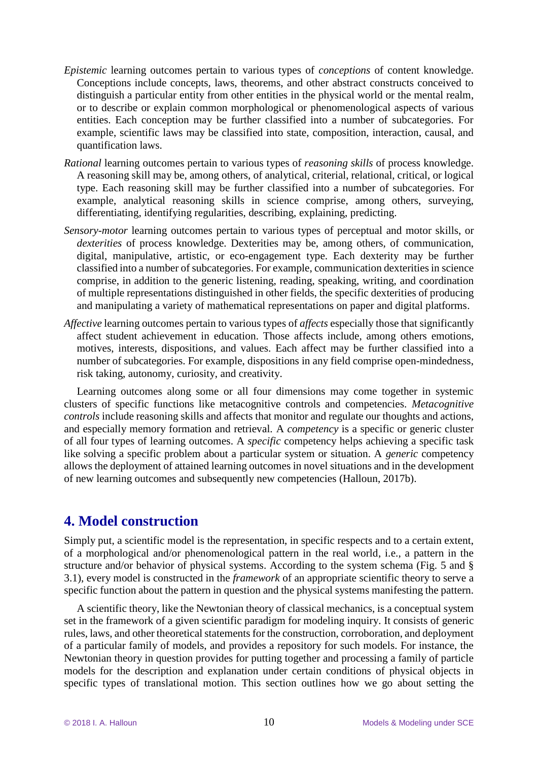*Epistemic* learning outcomes pertain to various types of *conceptions* of content knowledge. Conceptions include concepts, laws, theorems, and other abstract constructs conceived to distinguish a particular entity from other entities in the physical world or the mental realm, or to describe or explain common morphological or phenomenological aspects of various entities. Each conception may be further classified into a number of subcategories. For example, scientific laws may be classified into state, composition, interaction, causal, and quantification laws.

*Rational* learning outcomes pertain to various types of *reasoning skills* of process knowledge. A reasoning skill may be, among others, of analytical, criterial, relational, critical, or logical type. Each reasoning skill may be further classified into a number of subcategories. For example, analytical reasoning skills in science comprise, among others, surveying, differentiating, identifying regularities, describing, explaining, predicting.

*Sensory-motor* learning outcomes pertain to various types of perceptual and motor skills, or *dexterities* of process knowledge. Dexterities may be, among others, of communication, digital, manipulative, artistic, or eco-engagement type. Each dexterity may be further classified into a number of subcategories. For example, communication dexterities in science comprise, in addition to the generic listening, reading, speaking, writing, and coordination of multiple representations distinguished in other fields, the specific dexterities of producing and manipulating a variety of mathematical representations on paper and digital platforms.

*Affective* learning outcomes pertain to various types of *affects* especially those that significantly affect student achievement in education. Those affects include, among others emotions, motives, interests, dispositions, and values. Each affect may be further classified into a number of subcategories. For example, dispositions in any field comprise open-mindedness, risk taking, autonomy, curiosity, and creativity.

Learning outcomes along some or all four dimensions may come together in systemic clusters of specific functions like metacognitive controls and competencies. *Metacognitive controls* include reasoning skills and affects that monitor and regulate our thoughts and actions, and especially memory formation and retrieval. A *competency* is a specific or generic cluster of all four types of learning outcomes. A *specific* competency helps achieving a specific task like solving a specific problem about a particular system or situation. A *generic* competency allows the deployment of attained learning outcomes in novel situations and in the development of new learning outcomes and subsequently new competencies (Halloun, 2017b).

## 4. Model construction

Simply put, a scientific model is the representation, in specific respects and to a certain extent, of a morphological and/or phenomenological pattern in the real world, i.e., a pattern in the structure and/or behavior of physical systems. According to the system schema (Fig. 5 and § 3.1), every model is constructed in the *framework* of an appropriate scientific theory to serve a specific function about the pattern in question and the physical systems manifesting the pattern.

A scientific theory, like the Newtonian theory of classical mechanics, is a conceptual system set in the framework of a given scientific paradigm for modeling inquiry. It consists of generic rules, laws, and other theoretical statements for the construction, corroboration, and deployment of a particular family of models, and provides a repository for such models. For instance, the Newtonian theory in question provides for putting together and processing a family of particle models for the description and explanation under certain conditions of physical objects in specific types of translational motion. This section outlines how we go about setting the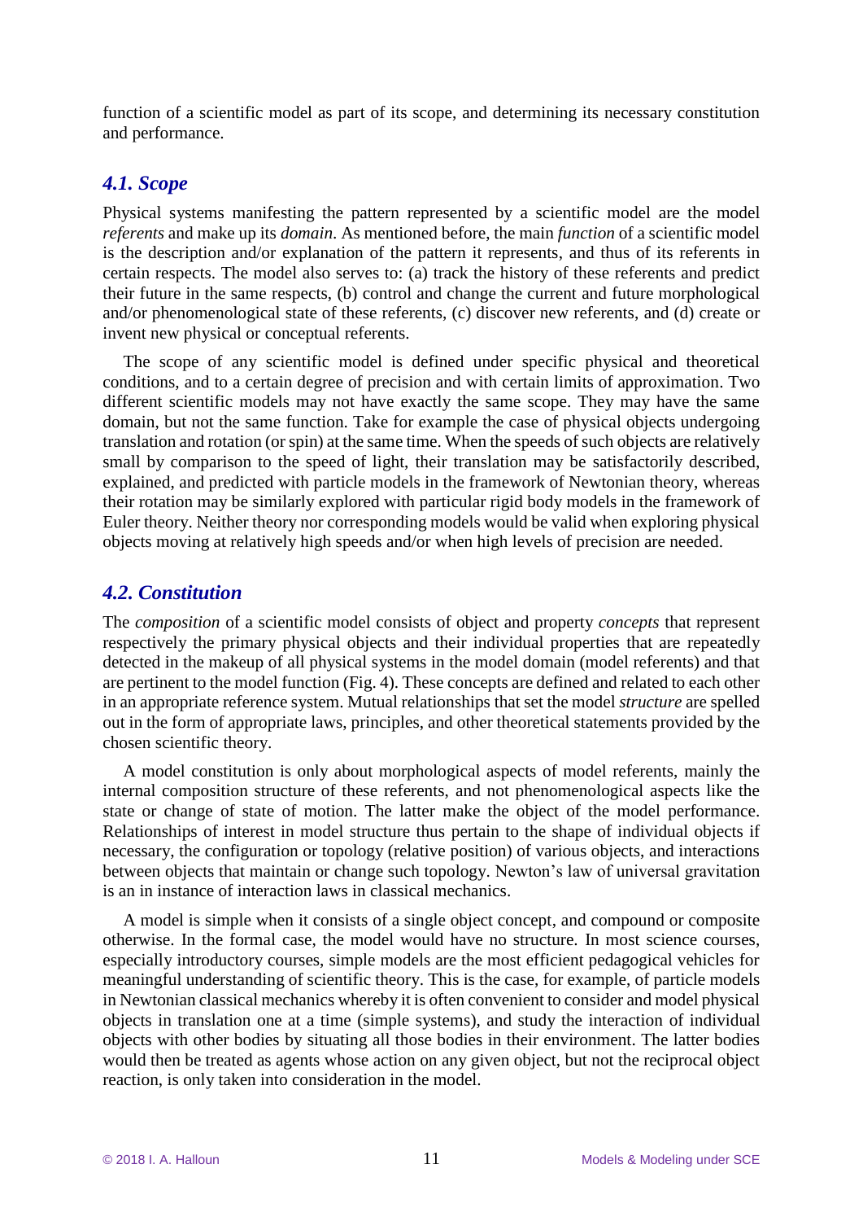function of a scientific model as part of its scope, and determining its necessary constitution and performance.

### *4.1. Scope*

Physical systems manifesting the pattern represented by a scientific model are the model *referents* and make up its *domain*. As mentioned before, the main *function* of a scientific model is the description and/or explanation of the pattern it represents, and thus of its referents in certain respects. The model also serves to: (a) track the history of these referents and predict their future in the same respects, (b) control and change the current and future morphological and/or phenomenological state of these referents, (c) discover new referents, and (d) create or invent new physical or conceptual referents.

The scope of any scientific model is defined under specific physical and theoretical conditions, and to a certain degree of precision and with certain limits of approximation. Two different scientific models may not have exactly the same scope. They may have the same domain, but not the same function. Take for example the case of physical objects undergoing translation and rotation (or spin) at the same time. When the speeds of such objects are relatively small by comparison to the speed of light, their translation may be satisfactorily described, explained, and predicted with particle models in the framework of Newtonian theory, whereas their rotation may be similarly explored with particular rigid body models in the framework of Euler theory. Neither theory nor corresponding models would be valid when exploring physical objects moving at relatively high speeds and/or when high levels of precision are needed.

### *4.2. Constitution*

The *composition* of a scientific model consists of object and property *concepts* that represent respectively the primary physical objects and their individual properties that are repeatedly detected in the makeup of all physical systems in the model domain (model referents) and that are pertinent to the model function (Fig. 4). These concepts are defined and related to each other in an appropriate reference system. Mutual relationships that set the model *structure* are spelled out in the form of appropriate laws, principles, and other theoretical statements provided by the chosen scientific theory.

A model constitution is only about morphological aspects of model referents, mainly the internal composition structure of these referents, and not phenomenological aspects like the state or change of state of motion. The latter make the object of the model performance. Relationships of interest in model structure thus pertain to the shape of individual objects if necessary, the configuration or topology (relative position) of various objects, and interactions between objects that maintain or change such topology. Newton's law of universal gravitation is an in instance of interaction laws in classical mechanics.

A model is simple when it consists of a single object concept, and compound or composite otherwise. In the formal case, the model would have no structure. In most science courses, especially introductory courses, simple models are the most efficient pedagogical vehicles for meaningful understanding of scientific theory. This is the case, for example, of particle models in Newtonian classical mechanics whereby it is often convenient to consider and model physical objects in translation one at a time (simple systems), and study the interaction of individual objects with other bodies by situating all those bodies in their environment. The latter bodies would then be treated as agents whose action on any given object, but not the reciprocal object reaction, is only taken into consideration in the model.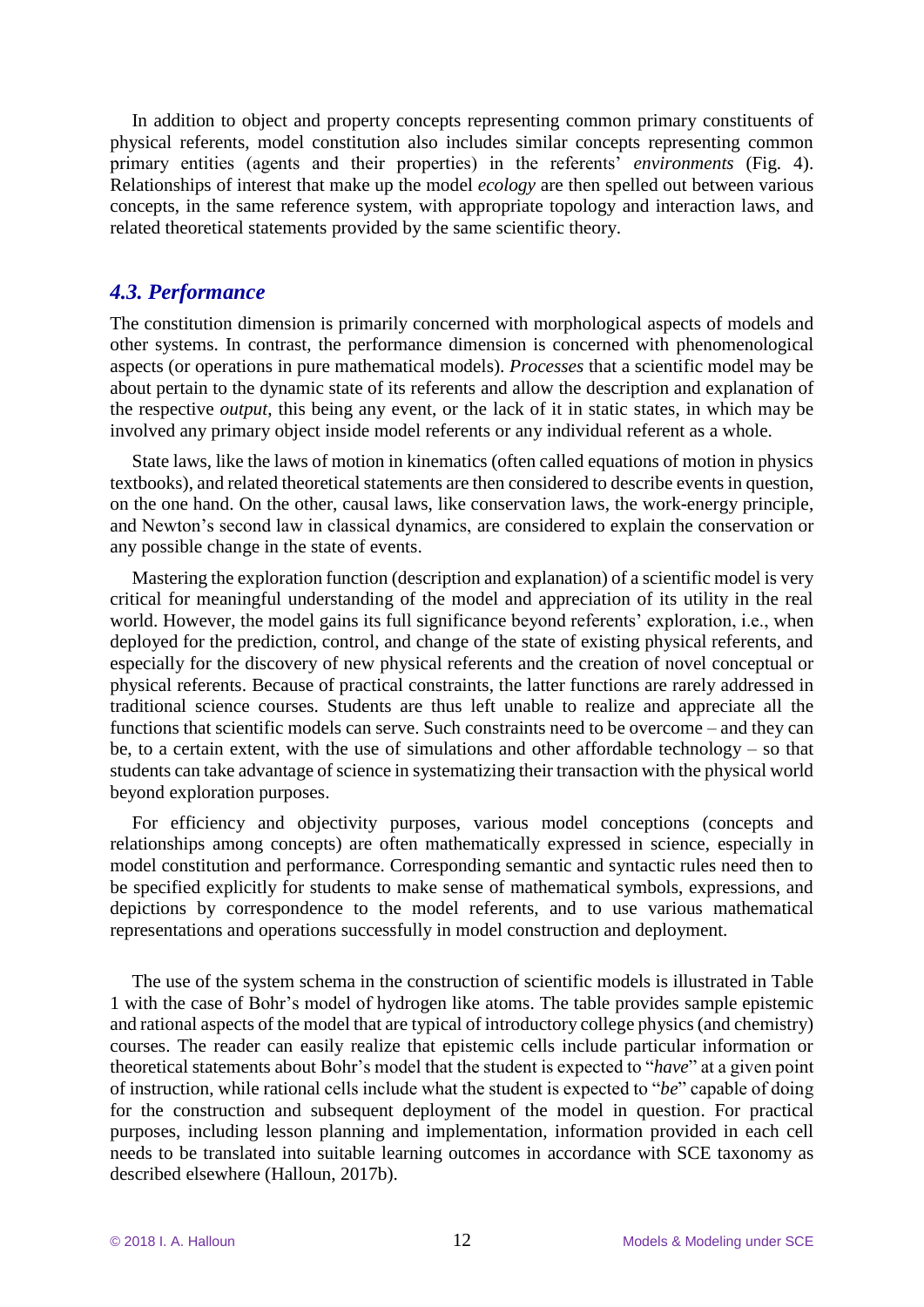In addition to object and property concepts representing common primary constituents of physical referents, model constitution also includes similar concepts representing common primary entities (agents and their properties) in the referents' *environments* (Fig. 4). Relationships of interest that make up the model *ecology* are then spelled out between various concepts, in the same reference system, with appropriate topology and interaction laws, and related theoretical statements provided by the same scientific theory.

### *4.3. Performance*

The constitution dimension is primarily concerned with morphological aspects of models and other systems. In contrast, the performance dimension is concerned with phenomenological aspects (or operations in pure mathematical models). *Processes* that a scientific model may be about pertain to the dynamic state of its referents and allow the description and explanation of the respective *output*, this being any event, or the lack of it in static states, in which may be involved any primary object inside model referents or any individual referent as a whole.

State laws, like the laws of motion in kinematics (often called equations of motion in physics textbooks), and related theoretical statements are then considered to describe events in question, on the one hand. On the other, causal laws, like conservation laws, the work-energy principle, and Newton's second law in classical dynamics, are considered to explain the conservation or any possible change in the state of events.

Mastering the exploration function (description and explanation) of a scientific model is very critical for meaningful understanding of the model and appreciation of its utility in the real world. However, the model gains its full significance beyond referents' exploration, i.e., when deployed for the prediction, control, and change of the state of existing physical referents, and especially for the discovery of new physical referents and the creation of novel conceptual or physical referents. Because of practical constraints, the latter functions are rarely addressed in traditional science courses. Students are thus left unable to realize and appreciate all the functions that scientific models can serve. Such constraints need to be overcome – and they can be, to a certain extent, with the use of simulations and other affordable technology – so that students can take advantage of science in systematizing their transaction with the physical world beyond exploration purposes.

For efficiency and objectivity purposes, various model conceptions (concepts and relationships among concepts) are often mathematically expressed in science, especially in model constitution and performance. Corresponding semantic and syntactic rules need then to be specified explicitly for students to make sense of mathematical symbols, expressions, and depictions by correspondence to the model referents, and to use various mathematical representations and operations successfully in model construction and deployment.

The use of the system schema in the construction of scientific models is illustrated in Table 1 with the case of Bohr's model of hydrogen like atoms. The table provides sample epistemic and rational aspects of the model that are typical of introductory college physics (and chemistry) courses. The reader can easily realize that epistemic cells include particular information or theoretical statements about Bohr's model that the student is expected to "*have*" at a given point of instruction, while rational cells include what the student is expected to "*be*" capable of doing for the construction and subsequent deployment of the model in question. For practical purposes, including lesson planning and implementation, information provided in each cell needs to be translated into suitable learning outcomes in accordance with SCE taxonomy as described elsewhere (Halloun, 2017b).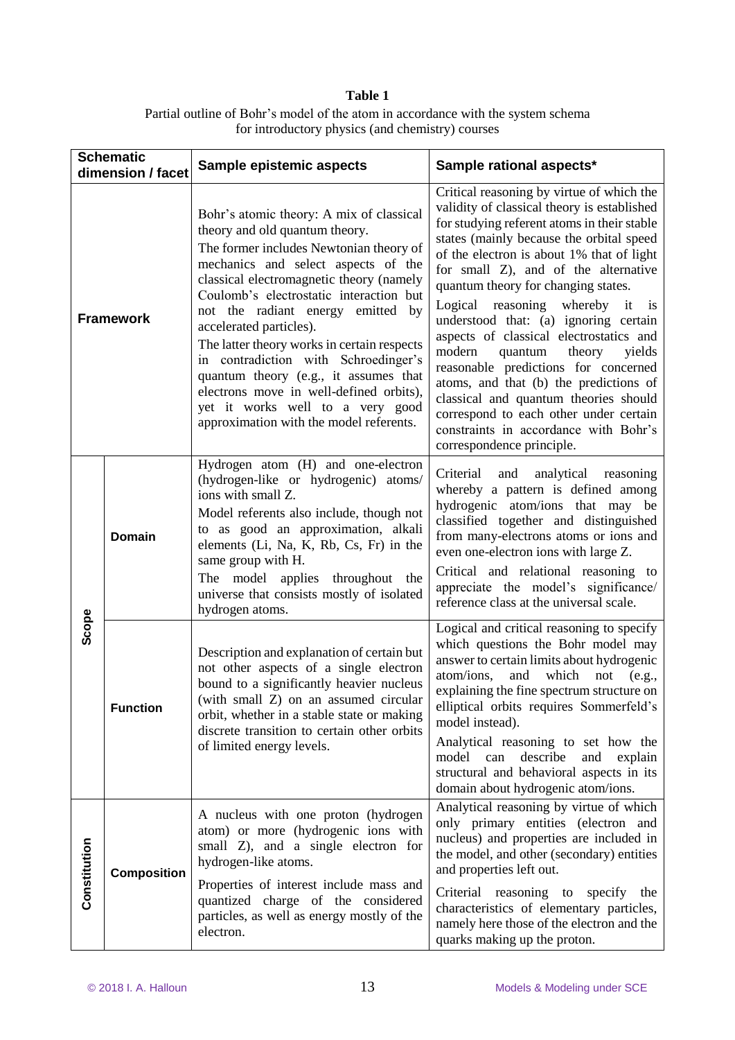**Table 1**

Partial outline of Bohr's model of the atom in accordance with the system schema for introductory physics (and chemistry) courses

| Schematic dimension / facet | | Sample epistemic aspects | Sample rational aspects* |
|---|---|---|---|
| **Framework** | | Bohr's atomic theory: A mix of classical theory and old quantum theory.<br>The former includes Newtonian theory of mechanics and select aspects of the classical electromagnetic theory (namely Coulomb's electrostatic interaction but not the radiant energy emitted by accelerated particles).<br>The latter theory works in certain respects in contradiction with Schroedinger's quantum theory (e.g., it assumes that electrons move in well-defined orbits), yet it works well to a very good approximation with the model referents. | Critical reasoning by virtue of which the validity of classical theory is established for studying referent atoms in their stable states (mainly because the orbital speed of the electron is about 1% that of light for small Z), and of the alternative quantum theory for changing states.<br>Logical reasoning whereby it is understood that: (a) ignoring certain aspects of classical electrostatics and modern quantum theory yields reasonable predictions for concerned atoms, and that (b) the predictions of classical and quantum theories should correspond to each other under certain constraints in accordance with Bohr's correspondence principle. |
| **Scope** | **Domain** | Hydrogen atom (H) and one-electron (hydrogen-like or hydrogenic) atoms/ ions with small Z.<br>Model referents also include, though not to as good an approximation, alkali elements (Li, Na, K, Rb, Cs, Fr) in the same group with H.<br>The model applies throughout the universe that consists mostly of isolated hydrogen atoms. | Criterial and analytical reasoning whereby a pattern is defined among hydrogenic atom/ions that may be classified together and distinguished from many-electrons atoms or ions and even one-electron ions with large Z.<br>Critical and relational reasoning to appreciate the model's significance/ reference class at the universal scale. |
| | **Function** | Description and explanation of certain but not other aspects of a single electron bound to a significantly heavier nucleus (with small Z) on an assumed circular orbit, whether in a stable state or making discrete transition to certain other orbits of limited energy levels. | Logical and critical reasoning to specify which questions the Bohr model may answer to certain limits about hydrogenic atom/ions, and which not (e.g., explaining the fine spectrum structure on elliptical orbits requires Sommerfeld's model instead).<br>Analytical reasoning to set how the model can describe and explain structural and behavioral aspects in its domain about hydrogenic atom/ions. |
| **Constitution** | **Composition** | A nucleus with one proton (hydrogen atom) or more (hydrogenic ions with small Z), and a single electron for hydrogen-like atoms.<br>Properties of interest include mass and quantized charge of the considered particles, as well as energy mostly of the electron. | Analytical reasoning by virtue of which only primary entities (electron and nucleus) and properties are included in the model, and other (secondary) entities and properties left out.<br>Criterial reasoning to specify the characteristics of elementary particles, namely here those of the electron and the quarks making up the proton. |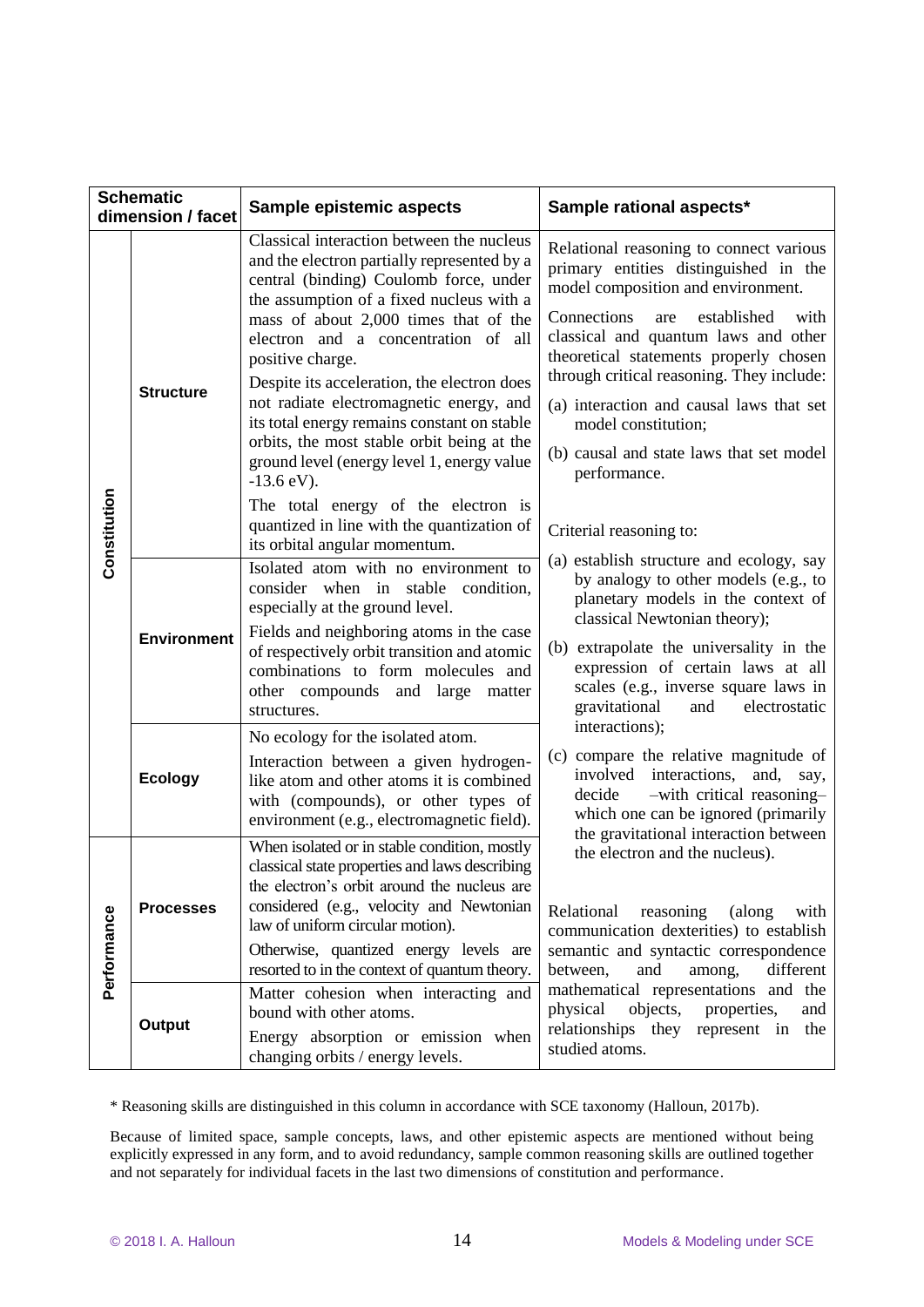| Schematic dimension / facet | | Sample epistemic aspects | Sample rational aspects* |
|---|---|---|---|
| Constitution | Structure | Classical interaction between the nucleus and the electron partially represented by a central (binding) Coulomb force, under the assumption of a fixed nucleus with a mass of about 2,000 times that of the electron and a concentration of all positive charge.<br>Despite its acceleration, the electron does not radiate electromagnetic energy, and its total energy remains constant on stable orbits, the most stable orbit being at the ground level (energy level 1, energy value -13.6 eV).<br>The total energy of the electron is quantized in line with the quantization of its orbital angular momentum. | Relational reasoning to connect various primary entities distinguished in the model composition and environment.<br>Connections are established with classical and quantum laws and other theoretical statements properly chosen through critical reasoning. They include:<br>(a) interaction and causal laws that set model constitution;<br>(b) causal and state laws that set model performance.<br><br>Criterial reasoning to:<br>(a) establish structure and ecology, say by analogy to other models (e.g., to planetary models in the context of classical Newtonian theory);<br>(b) extrapolate the universality in the expression of certain laws at all scales (e.g., inverse square laws in gravitational and electrostatic interactions);<br>(c) compare the relative magnitude of involved interactions, and, say, decide –with critical reasoning– which one can be ignored (primarily the gravitational interaction between the electron and the nucleus).<br><br>Relational reasoning (along with communication dexterities) to establish semantic and syntactic correspondence between, and among, different mathematical representations and the physical objects, properties, and relationships they represent in the studied atoms. |
| | Environment | Isolated atom with no environment to consider when in stable condition, especially at the ground level.<br>Fields and neighboring atoms in the case of respectively orbit transition and atomic combinations to form molecules and other compounds and large matter structures. | |
| | Ecology | No ecology for the isolated atom.<br>Interaction between a given hydrogen-like atom and other atoms it is combined with (compounds), or other types of environment (e.g., electromagnetic field). | |
| Performance | Processes | When isolated or in stable condition, mostly classical state properties and laws describing the electron's orbit around the nucleus are considered (e.g., velocity and Newtonian law of uniform circular motion).<br>Otherwise, quantized energy levels are resorted to in the context of quantum theory. | |
| | Output | Matter cohesion when interacting and bound with other atoms.<br>Energy absorption or emission when changing orbits / energy levels. | |

\* Reasoning skills are distinguished in this column in accordance with SCE taxonomy (Halloun, 2017b).

Because of limited space, sample concepts, laws, and other epistemic aspects are mentioned without being explicitly expressed in any form, and to avoid redundancy, sample common reasoning skills are outlined together and not separately for individual facets in the last two dimensions of constitution and performance.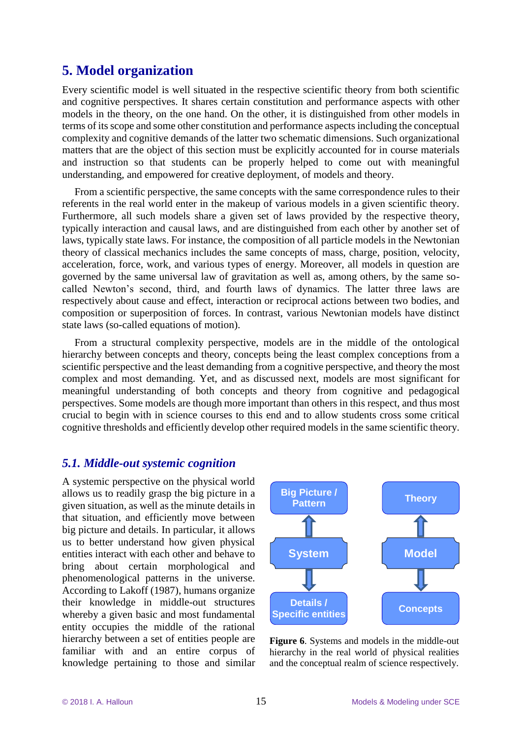## 5. Model organization

Every scientific model is well situated in the respective scientific theory from both scientific and cognitive perspectives. It shares certain constitution and performance aspects with other models in the theory, on the one hand. On the other, it is distinguished from other models in terms of its scope and some other constitution and performance aspects including the conceptual complexity and cognitive demands of the latter two schematic dimensions. Such organizational matters that are the object of this section must be explicitly accounted for in course materials and instruction so that students can be properly helped to come out with meaningful understanding, and empowered for creative deployment, of models and theory.

From a scientific perspective, the same concepts with the same correspondence rules to their referents in the real world enter in the makeup of various models in a given scientific theory. Furthermore, all such models share a given set of laws provided by the respective theory, typically interaction and causal laws, and are distinguished from each other by another set of laws, typically state laws. For instance, the composition of all particle models in the Newtonian theory of classical mechanics includes the same concepts of mass, charge, position, velocity, acceleration, force, work, and various types of energy. Moreover, all models in question are governed by the same universal law of gravitation as well as, among others, by the same so-called Newton's second, third, and fourth laws of dynamics. The latter three laws are respectively about cause and effect, interaction or reciprocal actions between two bodies, and composition or superposition of forces. In contrast, various Newtonian models have distinct state laws (so-called equations of motion).

From a structural complexity perspective, models are in the middle of the ontological hierarchy between concepts and theory, concepts being the least complex conceptions from a scientific perspective and the least demanding from a cognitive perspective, and theory the most complex and most demanding. Yet, and as discussed next, models are most significant for meaningful understanding of both concepts and theory from cognitive and pedagogical perspectives. Some models are though more important than others in this respect, and thus most crucial to begin with in science courses to this end and to allow students cross some critical cognitive thresholds and efficiently develop other required models in the same scientific theory.

### *5.1. Middle-out systemic cognition*

A systemic perspective on the physical world allows us to readily grasp the big picture in a given situation, as well as the minute details in that situation, and efficiently move between big picture and details. In particular, it allows us to better understand how given physical entities interact with each other and behave to bring about certain morphological and phenomenological patterns in the universe. According to Lakoff (1987), humans organize their knowledge in middle-out structures whereby a given basic and most fundamental entity occupies the middle of the rational hierarchy between a set of entities people are familiar with and an entire corpus of knowledge pertaining to those and similar

Big Picture / Pattern ⇧ System ⇩ Details / Specific entities

Theory ⇧ Model ⇩ Concepts

**Figure 6**. Systems and models in the middle-out hierarchy in the real world of physical realities and the conceptual realm of science respectively.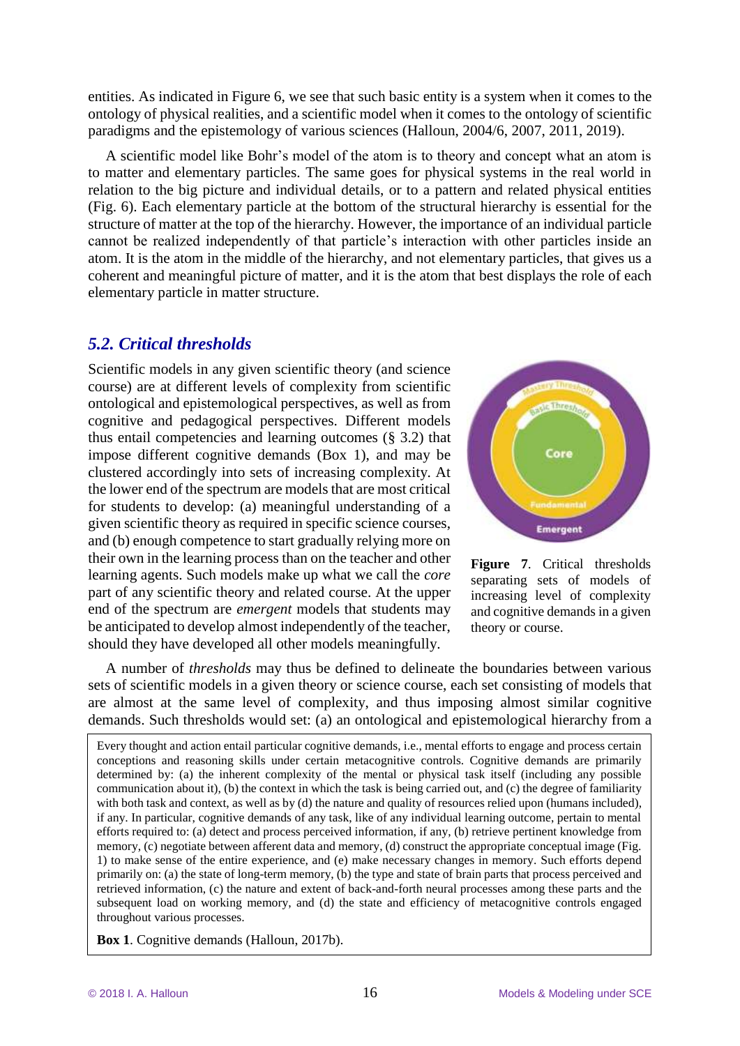entities. As indicated in Figure 6, we see that such basic entity is a system when it comes to the ontology of physical realities, and a scientific model when it comes to the ontology of scientific paradigms and the epistemology of various sciences (Halloun, 2004/6, 2007, 2011, 2019).

A scientific model like Bohr's model of the atom is to theory and concept what an atom is to matter and elementary particles. The same goes for physical systems in the real world in relation to the big picture and individual details, or to a pattern and related physical entities (Fig. 6). Each elementary particle at the bottom of the structural hierarchy is essential for the structure of matter at the top of the hierarchy. However, the importance of an individual particle cannot be realized independently of that particle's interaction with other particles inside an atom. It is the atom in the middle of the hierarchy, and not elementary particles, that gives us a coherent and meaningful picture of matter, and it is the atom that best displays the role of each elementary particle in matter structure.

## *5.2. Critical thresholds*

Scientific models in any given scientific theory (and science course) are at different levels of complexity from scientific ontological and epistemological perspectives, as well as from cognitive and pedagogical perspectives. Different models thus entail competencies and learning outcomes (§ 3.2) that impose different cognitive demands (Box 1), and may be clustered accordingly into sets of increasing complexity. At the lower end of the spectrum are models that are most critical for students to develop: (a) meaningful understanding of a given scientific theory as required in specific science courses, and (b) enough competence to start gradually relying more on their own in the learning process than on the teacher and other learning agents. Such models make up what we call the *core* part of any scientific theory and related course. At the upper end of the spectrum are *emergent* models that students may be anticipated to develop almost independently of the teacher, should they have developed almost all other models meaningfully.

**Figure 7**. Critical thresholds separating sets of models of increasing level of complexity and cognitive demands in a given theory or course.

A number of *thresholds* may thus be defined to delineate the boundaries between various sets of scientific models in a given theory or science course, each set consisting of models that are almost at the same level of complexity, and thus imposing almost similar cognitive demands. Such thresholds would set: (a) an ontological and epistemological hierarchy from a

> Every thought and action entail particular cognitive demands, i.e., mental efforts to engage and process certain conceptions and reasoning skills under certain metacognitive controls. Cognitive demands are primarily determined by: (a) the inherent complexity of the mental or physical task itself (including any possible communication about it), (b) the context in which the task is being carried out, and (c) the degree of familiarity with both task and context, as well as by (d) the nature and quality of resources relied upon (humans included), if any. In particular, cognitive demands of any task, like of any individual learning outcome, pertain to mental efforts required to: (a) detect and process perceived information, if any, (b) retrieve pertinent knowledge from memory, (c) negotiate between afferent data and memory, (d) construct the appropriate conceptual image (Fig. 1) to make sense of the entire experience, and (e) make necessary changes in memory. Such efforts depend primarily on: (a) the state of long-term memory, (b) the type and state of brain parts that process perceived and retrieved information, (c) the nature and extent of back-and-forth neural processes among these parts and the subsequent load on working memory, and (d) the state and efficiency of metacognitive controls engaged throughout various processes.
>
> **Box 1**. Cognitive demands (Halloun, 2017b).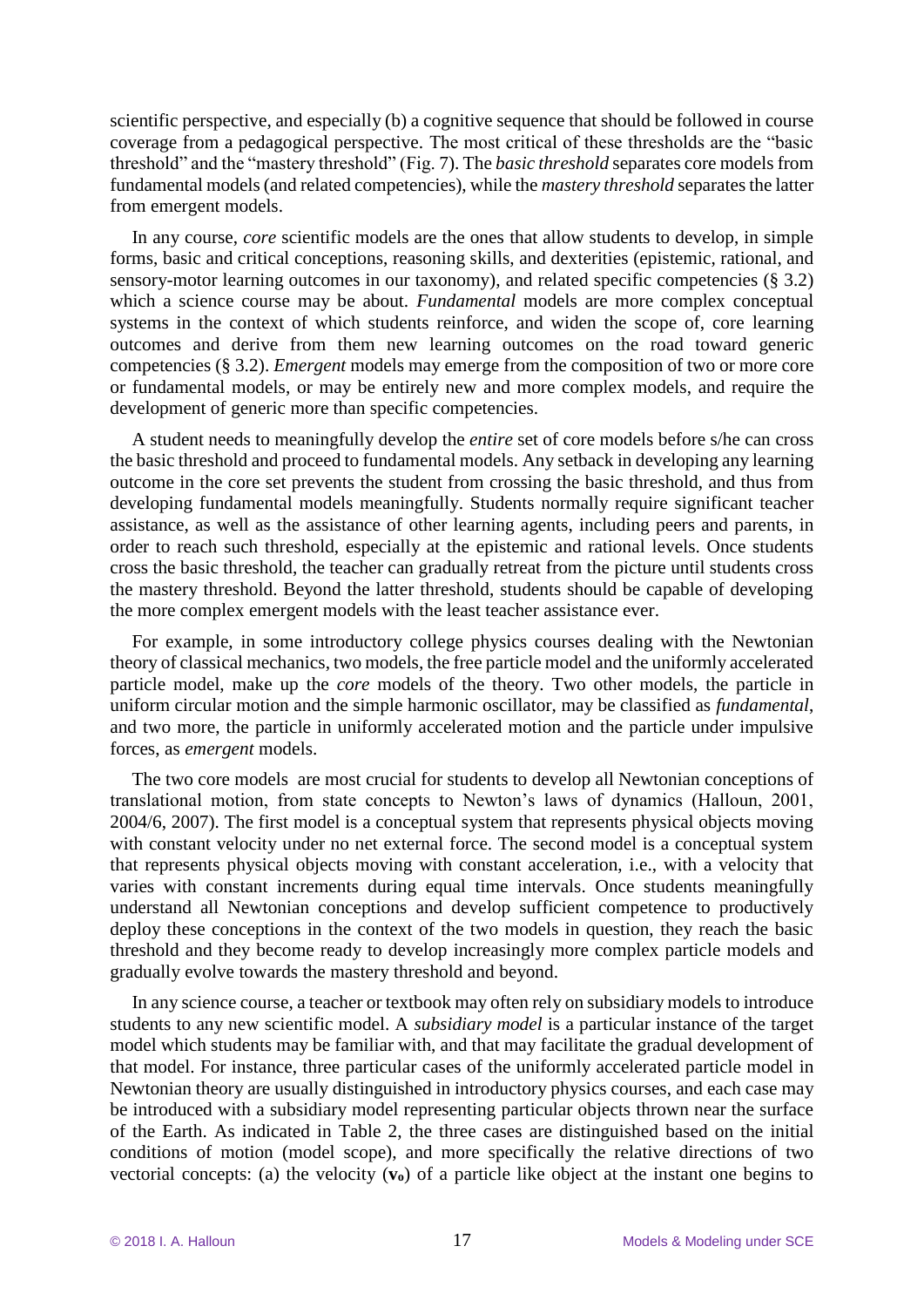scientific perspective, and especially (b) a cognitive sequence that should be followed in course coverage from a pedagogical perspective. The most critical of these thresholds are the "basic threshold" and the "mastery threshold" (Fig. 7). The *basic threshold* separates core models from fundamental models (and related competencies), while the *mastery threshold* separates the latter from emergent models.

In any course, *core* scientific models are the ones that allow students to develop, in simple forms, basic and critical conceptions, reasoning skills, and dexterities (epistemic, rational, and sensory-motor learning outcomes in our taxonomy), and related specific competencies (§ 3.2) which a science course may be about. *Fundamental* models are more complex conceptual systems in the context of which students reinforce, and widen the scope of, core learning outcomes and derive from them new learning outcomes on the road toward generic competencies (§ 3.2). *Emergent* models may emerge from the composition of two or more core or fundamental models, or may be entirely new and more complex models, and require the development of generic more than specific competencies.

A student needs to meaningfully develop the *entire* set of core models before s/he can cross the basic threshold and proceed to fundamental models. Any setback in developing any learning outcome in the core set prevents the student from crossing the basic threshold, and thus from developing fundamental models meaningfully. Students normally require significant teacher assistance, as well as the assistance of other learning agents, including peers and parents, in order to reach such threshold, especially at the epistemic and rational levels. Once students cross the basic threshold, the teacher can gradually retreat from the picture until students cross the mastery threshold. Beyond the latter threshold, students should be capable of developing the more complex emergent models with the least teacher assistance ever.

For example, in some introductory college physics courses dealing with the Newtonian theory of classical mechanics, two models, the free particle model and the uniformly accelerated particle model, make up the *core* models of the theory. Two other models, the particle in uniform circular motion and the simple harmonic oscillator, may be classified as *fundamental*, and two more, the particle in uniformly accelerated motion and the particle under impulsive forces, as *emergent* models.

The two core models are most crucial for students to develop all Newtonian conceptions of translational motion, from state concepts to Newton's laws of dynamics (Halloun, 2001, 2004/6, 2007). The first model is a conceptual system that represents physical objects moving with constant velocity under no net external force. The second model is a conceptual system that represents physical objects moving with constant acceleration, i.e., with a velocity that varies with constant increments during equal time intervals. Once students meaningfully understand all Newtonian conceptions and develop sufficient competence to productively deploy these conceptions in the context of the two models in question, they reach the basic threshold and they become ready to develop increasingly more complex particle models and gradually evolve towards the mastery threshold and beyond.

In any science course, a teacher or textbook may often rely on subsidiary models to introduce students to any new scientific model. A *subsidiary model* is a particular instance of the target model which students may be familiar with, and that may facilitate the gradual development of that model. For instance, three particular cases of the uniformly accelerated particle model in Newtonian theory are usually distinguished in introductory physics courses, and each case may be introduced with a subsidiary model representing particular objects thrown near the surface of the Earth. As indicated in Table 2, the three cases are distinguished based on the initial conditions of motion (model scope), and more specifically the relative directions of two vectorial concepts: (a) the velocity ($\mathbf{v_o}$) of a particle like object at the instant one begins to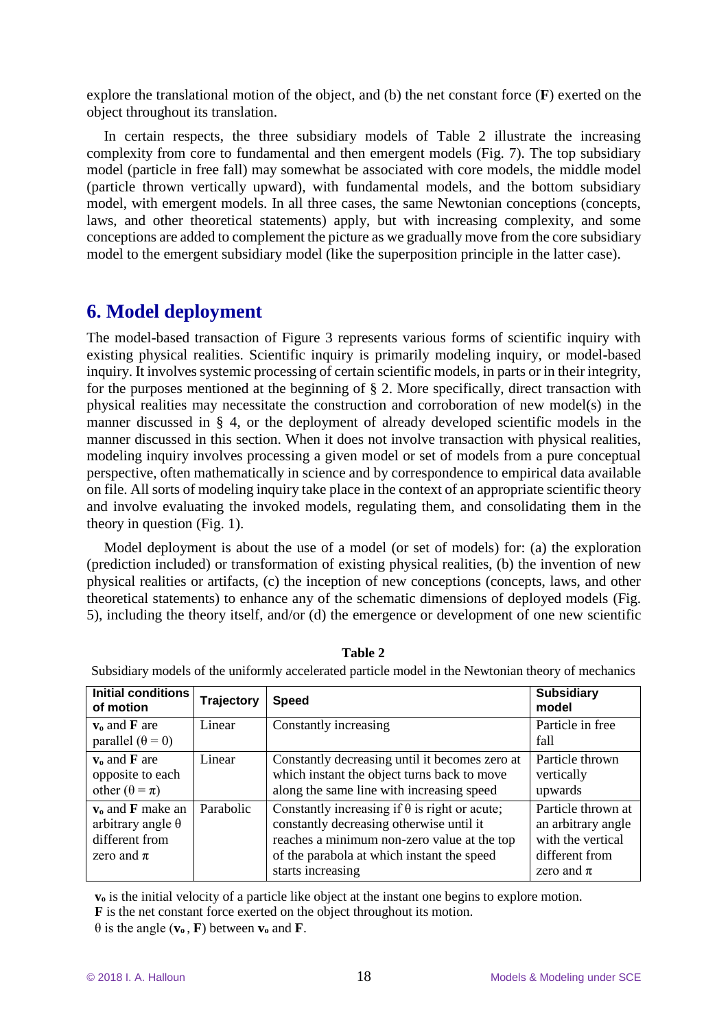explore the translational motion of the object, and (b) the net constant force (**F**) exerted on the object throughout its translation.

In certain respects, the three subsidiary models of Table 2 illustrate the increasing complexity from core to fundamental and then emergent models (Fig. 7). The top subsidiary model (particle in free fall) may somewhat be associated with core models, the middle model (particle thrown vertically upward), with fundamental models, and the bottom subsidiary model, with emergent models. In all three cases, the same Newtonian conceptions (concepts, laws, and other theoretical statements) apply, but with increasing complexity, and some conceptions are added to complement the picture as we gradually move from the core subsidiary model to the emergent subsidiary model (like the superposition principle in the latter case).

## 6. Model deployment

The model-based transaction of Figure 3 represents various forms of scientific inquiry with existing physical realities. Scientific inquiry is primarily modeling inquiry, or model-based inquiry. It involves systemic processing of certain scientific models, in parts or in their integrity, for the purposes mentioned at the beginning of § 2. More specifically, direct transaction with physical realities may necessitate the construction and corroboration of new model(s) in the manner discussed in § 4, or the deployment of already developed scientific models in the manner discussed in this section. When it does not involve transaction with physical realities, modeling inquiry involves processing a given model or set of models from a pure conceptual perspective, often mathematically in science and by correspondence to empirical data available on file. All sorts of modeling inquiry take place in the context of an appropriate scientific theory and involve evaluating the invoked models, regulating them, and consolidating them in the theory in question (Fig. 1).

Model deployment is about the use of a model (or set of models) for: (a) the exploration (prediction included) or transformation of existing physical realities, (b) the invention of new physical realities or artifacts, (c) the inception of new conceptions (concepts, laws, and other theoretical statements) to enhance any of the schematic dimensions of deployed models (Fig. 5), including the theory itself, and/or (d) the emergence or development of one new scientific

**Table 2**

Subsidiary models of the uniformly accelerated particle model in the Newtonian theory of mechanics

| Initial conditions of motion | Trajectory | Speed | Subsidiary model |
|---|---|---|---|
| $\mathbf{v_o}$ and **F** are parallel ($\theta = 0$) | Linear | Constantly increasing | Particle in free fall |
| $\mathbf{v_o}$ and **F** are opposite to each other ($\theta = \pi$) | Linear | Constantly decreasing until it becomes zero at which instant the object turns back to move along the same line with increasing speed | Particle thrown vertically upwards |
| $\mathbf{v_o}$ and **F** make an arbitrary angle $\theta$ different from zero and $\pi$ | Parabolic | Constantly increasing if $\theta$ is right or acute; constantly decreasing otherwise until it reaches a minimum non-zero value at the top of the parabola at which instant the speed starts increasing | Particle thrown at an arbitrary angle with the vertical different from zero and $\pi$ |

$\mathbf{v_o}$ is the initial velocity of a particle like object at the instant one begins to explore motion.
**F** is the net constant force exerted on the object throughout its motion.
$\theta$ is the angle ($\mathbf{v_o}$, **F**) between $\mathbf{v_o}$ and **F**.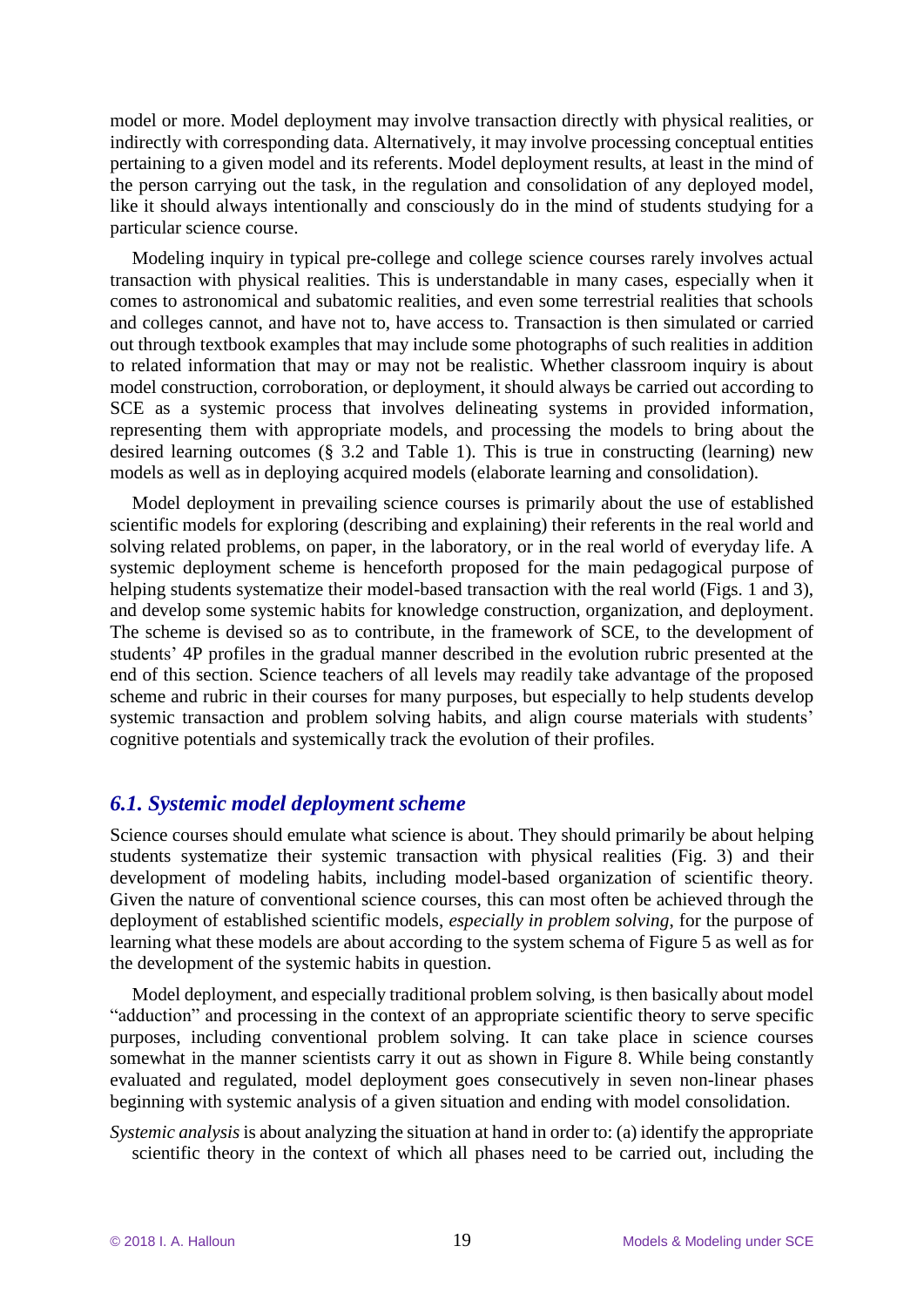model or more. Model deployment may involve transaction directly with physical realities, or indirectly with corresponding data. Alternatively, it may involve processing conceptual entities pertaining to a given model and its referents. Model deployment results, at least in the mind of the person carrying out the task, in the regulation and consolidation of any deployed model, like it should always intentionally and consciously do in the mind of students studying for a particular science course.

Modeling inquiry in typical pre-college and college science courses rarely involves actual transaction with physical realities. This is understandable in many cases, especially when it comes to astronomical and subatomic realities, and even some terrestrial realities that schools and colleges cannot, and have not to, have access to. Transaction is then simulated or carried out through textbook examples that may include some photographs of such realities in addition to related information that may or may not be realistic. Whether classroom inquiry is about model construction, corroboration, or deployment, it should always be carried out according to SCE as a systemic process that involves delineating systems in provided information, representing them with appropriate models, and processing the models to bring about the desired learning outcomes (§ 3.2 and Table 1). This is true in constructing (learning) new models as well as in deploying acquired models (elaborate learning and consolidation).

Model deployment in prevailing science courses is primarily about the use of established scientific models for exploring (describing and explaining) their referents in the real world and solving related problems, on paper, in the laboratory, or in the real world of everyday life. A systemic deployment scheme is henceforth proposed for the main pedagogical purpose of helping students systematize their model-based transaction with the real world (Figs. 1 and 3), and develop some systemic habits for knowledge construction, organization, and deployment. The scheme is devised so as to contribute, in the framework of SCE, to the development of students' 4P profiles in the gradual manner described in the evolution rubric presented at the end of this section. Science teachers of all levels may readily take advantage of the proposed scheme and rubric in their courses for many purposes, but especially to help students develop systemic transaction and problem solving habits, and align course materials with students' cognitive potentials and systemically track the evolution of their profiles.

### *6.1. Systemic model deployment scheme*

Science courses should emulate what science is about. They should primarily be about helping students systematize their systemic transaction with physical realities (Fig. 3) and their development of modeling habits, including model-based organization of scientific theory. Given the nature of conventional science courses, this can most often be achieved through the deployment of established scientific models, *especially in problem solving*, for the purpose of learning what these models are about according to the system schema of Figure 5 as well as for the development of the systemic habits in question.

Model deployment, and especially traditional problem solving, is then basically about model "adduction" and processing in the context of an appropriate scientific theory to serve specific purposes, including conventional problem solving. It can take place in science courses somewhat in the manner scientists carry it out as shown in Figure 8. While being constantly evaluated and regulated, model deployment goes consecutively in seven non-linear phases beginning with systemic analysis of a given situation and ending with model consolidation.

*Systemic analysis* is about analyzing the situation at hand in order to: (a) identify the appropriate scientific theory in the context of which all phases need to be carried out, including the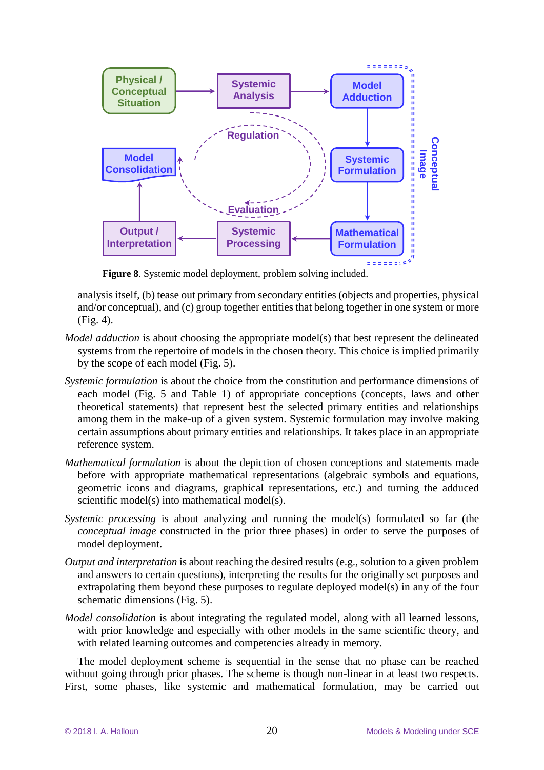**Figure 8**. Systemic model deployment, problem solving included.

analysis itself, (b) tease out primary from secondary entities (objects and properties, physical and/or conceptual), and (c) group together entities that belong together in one system or more (Fig. 4).

*Model adduction* is about choosing the appropriate model(s) that best represent the delineated systems from the repertoire of models in the chosen theory. This choice is implied primarily by the scope of each model (Fig. 5).

*Systemic formulation* is about the choice from the constitution and performance dimensions of each model (Fig. 5 and Table 1) of appropriate conceptions (concepts, laws and other theoretical statements) that represent best the selected primary entities and relationships among them in the make-up of a given system. Systemic formulation may involve making certain assumptions about primary entities and relationships. It takes place in an appropriate reference system.

*Mathematical formulation* is about the depiction of chosen conceptions and statements made before with appropriate mathematical representations (algebraic symbols and equations, geometric icons and diagrams, graphical representations, etc.) and turning the adduced scientific model(s) into mathematical model(s).

*Systemic processing* is about analyzing and running the model(s) formulated so far (the *conceptual image* constructed in the prior three phases) in order to serve the purposes of model deployment.

*Output and interpretation* is about reaching the desired results (e.g., solution to a given problem and answers to certain questions), interpreting the results for the originally set purposes and extrapolating them beyond these purposes to regulate deployed model(s) in any of the four schematic dimensions (Fig. 5).

*Model consolidation* is about integrating the regulated model, along with all learned lessons, with prior knowledge and especially with other models in the same scientific theory, and with related learning outcomes and competencies already in memory.

The model deployment scheme is sequential in the sense that no phase can be reached without going through prior phases. The scheme is though non-linear in at least two respects. First, some phases, like systemic and mathematical formulation, may be carried out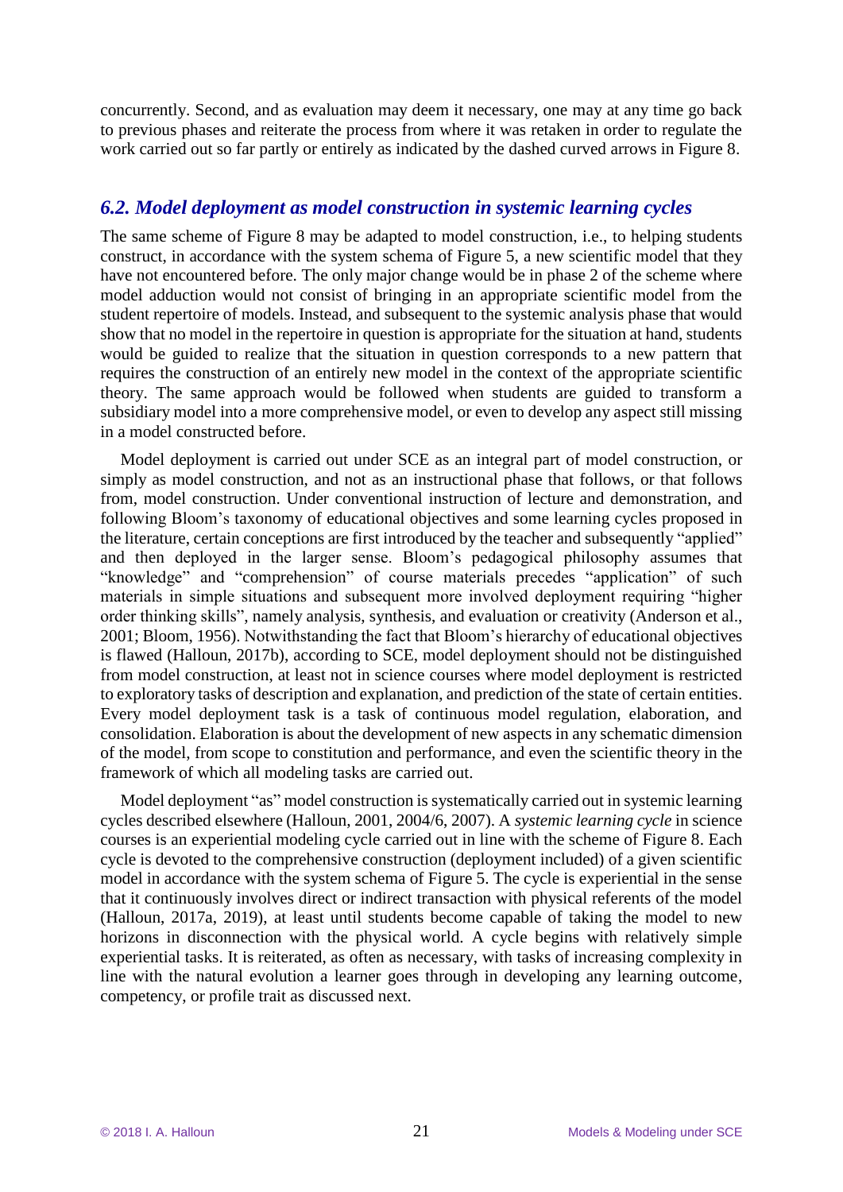concurrently. Second, and as evaluation may deem it necessary, one may at any time go back to previous phases and reiterate the process from where it was retaken in order to regulate the work carried out so far partly or entirely as indicated by the dashed curved arrows in Figure 8.

### *6.2. Model deployment as model construction in systemic learning cycles*

The same scheme of Figure 8 may be adapted to model construction, i.e., to helping students construct, in accordance with the system schema of Figure 5, a new scientific model that they have not encountered before. The only major change would be in phase 2 of the scheme where model adduction would not consist of bringing in an appropriate scientific model from the student repertoire of models. Instead, and subsequent to the systemic analysis phase that would show that no model in the repertoire in question is appropriate for the situation at hand, students would be guided to realize that the situation in question corresponds to a new pattern that requires the construction of an entirely new model in the context of the appropriate scientific theory. The same approach would be followed when students are guided to transform a subsidiary model into a more comprehensive model, or even to develop any aspect still missing in a model constructed before.

Model deployment is carried out under SCE as an integral part of model construction, or simply as model construction, and not as an instructional phase that follows, or that follows from, model construction. Under conventional instruction of lecture and demonstration, and following Bloom's taxonomy of educational objectives and some learning cycles proposed in the literature, certain conceptions are first introduced by the teacher and subsequently "applied" and then deployed in the larger sense. Bloom's pedagogical philosophy assumes that "knowledge" and "comprehension" of course materials precedes "application" of such materials in simple situations and subsequent more involved deployment requiring "higher order thinking skills", namely analysis, synthesis, and evaluation or creativity (Anderson et al., 2001; Bloom, 1956). Notwithstanding the fact that Bloom's hierarchy of educational objectives is flawed (Halloun, 2017b), according to SCE, model deployment should not be distinguished from model construction, at least not in science courses where model deployment is restricted to exploratory tasks of description and explanation, and prediction of the state of certain entities. Every model deployment task is a task of continuous model regulation, elaboration, and consolidation. Elaboration is about the development of new aspects in any schematic dimension of the model, from scope to constitution and performance, and even the scientific theory in the framework of which all modeling tasks are carried out.

Model deployment "as" model construction is systematically carried out in systemic learning cycles described elsewhere (Halloun, 2001, 2004/6, 2007). A *systemic learning cycle* in science courses is an experiential modeling cycle carried out in line with the scheme of Figure 8. Each cycle is devoted to the comprehensive construction (deployment included) of a given scientific model in accordance with the system schema of Figure 5. The cycle is experiential in the sense that it continuously involves direct or indirect transaction with physical referents of the model (Halloun, 2017a, 2019), at least until students become capable of taking the model to new horizons in disconnection with the physical world. A cycle begins with relatively simple experiential tasks. It is reiterated, as often as necessary, with tasks of increasing complexity in line with the natural evolution a learner goes through in developing any learning outcome, competency, or profile trait as discussed next.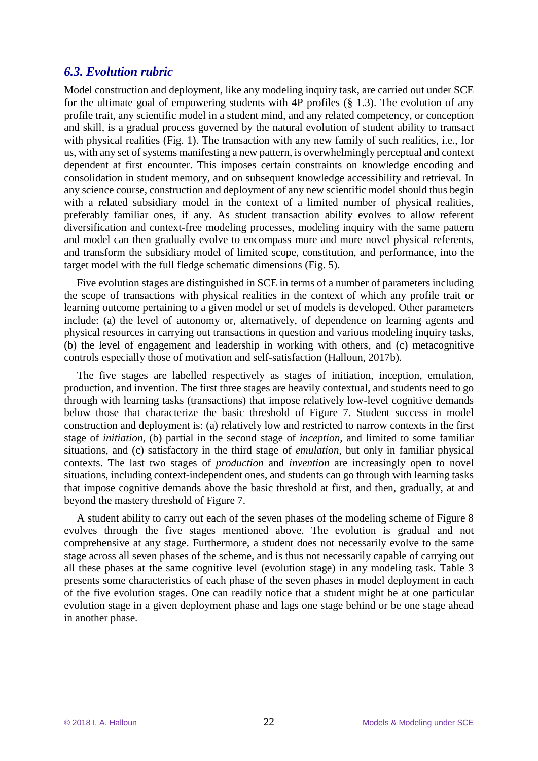### *6.3. Evolution rubric*

Model construction and deployment, like any modeling inquiry task, are carried out under SCE for the ultimate goal of empowering students with 4P profiles (§ 1.3). The evolution of any profile trait, any scientific model in a student mind, and any related competency, or conception and skill, is a gradual process governed by the natural evolution of student ability to transact with physical realities (Fig. 1). The transaction with any new family of such realities, i.e., for us, with any set of systems manifesting a new pattern, is overwhelmingly perceptual and context dependent at first encounter. This imposes certain constraints on knowledge encoding and consolidation in student memory, and on subsequent knowledge accessibility and retrieval. In any science course, construction and deployment of any new scientific model should thus begin with a related subsidiary model in the context of a limited number of physical realities, preferably familiar ones, if any. As student transaction ability evolves to allow referent diversification and context-free modeling processes, modeling inquiry with the same pattern and model can then gradually evolve to encompass more and more novel physical referents, and transform the subsidiary model of limited scope, constitution, and performance, into the target model with the full fledge schematic dimensions (Fig. 5).

Five evolution stages are distinguished in SCE in terms of a number of parameters including the scope of transactions with physical realities in the context of which any profile trait or learning outcome pertaining to a given model or set of models is developed. Other parameters include: (a) the level of autonomy or, alternatively, of dependence on learning agents and physical resources in carrying out transactions in question and various modeling inquiry tasks, (b) the level of engagement and leadership in working with others, and (c) metacognitive controls especially those of motivation and self-satisfaction (Halloun, 2017b).

The five stages are labelled respectively as stages of initiation, inception, emulation, production, and invention. The first three stages are heavily contextual, and students need to go through with learning tasks (transactions) that impose relatively low-level cognitive demands below those that characterize the basic threshold of Figure 7. Student success in model construction and deployment is: (a) relatively low and restricted to narrow contexts in the first stage of *initiation*, (b) partial in the second stage of *inception*, and limited to some familiar situations, and (c) satisfactory in the third stage of *emulation*, but only in familiar physical contexts. The last two stages of *production* and *invention* are increasingly open to novel situations, including context-independent ones, and students can go through with learning tasks that impose cognitive demands above the basic threshold at first, and then, gradually, at and beyond the mastery threshold of Figure 7.

A student ability to carry out each of the seven phases of the modeling scheme of Figure 8 evolves through the five stages mentioned above. The evolution is gradual and not comprehensive at any stage. Furthermore, a student does not necessarily evolve to the same stage across all seven phases of the scheme, and is thus not necessarily capable of carrying out all these phases at the same cognitive level (evolution stage) in any modeling task. Table 3 presents some characteristics of each phase of the seven phases in model deployment in each of the five evolution stages. One can readily notice that a student might be at one particular evolution stage in a given deployment phase and lags one stage behind or be one stage ahead in another phase.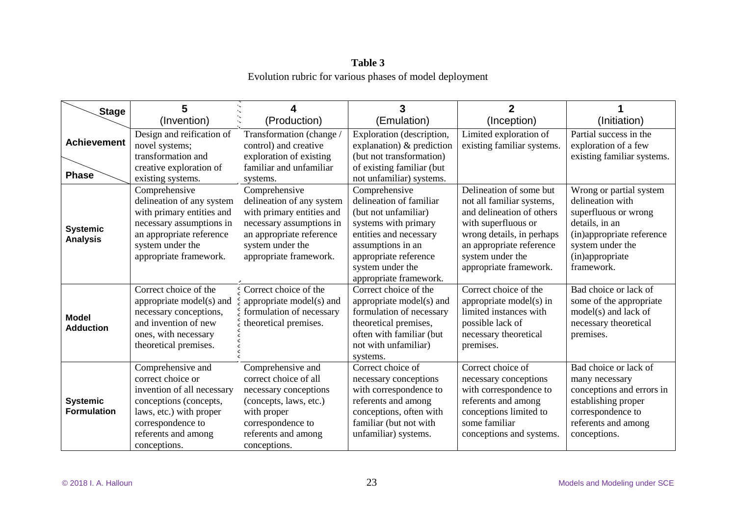**Table 3**

Evolution rubric for various phases of model deployment

| Stage / Achievement / Phase | 5 (Invention) | 4 (Production) | 3 (Emulation) | 2 (Inception) | 1 (Initiation) |
|---|---|---|---|---|---|
| **Achievement** | Design and reification of novel systems; transformation and creative exploration of existing systems. | Transformation (change / control) and creative exploration of existing familiar and unfamiliar systems. | Exploration (description, explanation) & prediction (but not transformation) of existing familiar (but not unfamiliar) systems. | Limited exploration of existing familiar systems. | Partial success in the exploration of a few existing familiar systems. |
| **Systemic Analysis** | Comprehensive delineation of any system with primary entities and necessary assumptions in an appropriate reference system under the appropriate framework. | Comprehensive delineation of any system with primary entities and necessary assumptions in an appropriate reference system under the appropriate framework. | Comprehensive delineation of familiar (but not unfamiliar) systems with primary entities and necessary assumptions in an appropriate reference system under the appropriate framework. | Delineation of some but not all familiar systems, and delineation of others with superfluous or wrong details, in perhaps an appropriate reference system under the appropriate framework. | Wrong or partial system delineation with superfluous or wrong details, in an (in)appropriate reference system under the (in)appropriate framework. |
| **Model Adduction** | Correct choice of the appropriate model(s) and necessary conceptions, and invention of new ones, with necessary theoretical premises. | Correct choice of the appropriate model(s) and formulation of necessary theoretical premises. | Correct choice of the appropriate model(s) and formulation of necessary theoretical premises, often with familiar (but not with unfamiliar) systems. | Correct choice of the appropriate model(s) in limited instances with possible lack of necessary theoretical premises. | Bad choice or lack of some of the appropriate model(s) and lack of necessary theoretical premises. |
| **Systemic Formulation** | Comprehensive and correct choice or invention of all necessary conceptions (concepts, laws, etc.) with proper correspondence to referents and among conceptions. | Comprehensive and correct choice of all necessary conceptions (concepts, laws, etc.) with proper correspondence to referents and among conceptions. | Correct choice of necessary conceptions with correspondence to referents and among conceptions, often with familiar (but not with unfamiliar) systems. | Correct choice of necessary conceptions with correspondence to referents and among conceptions limited to some familiar conceptions and systems. | Bad choice or lack of many necessary conceptions and errors in establishing proper correspondence to referents and among conceptions. |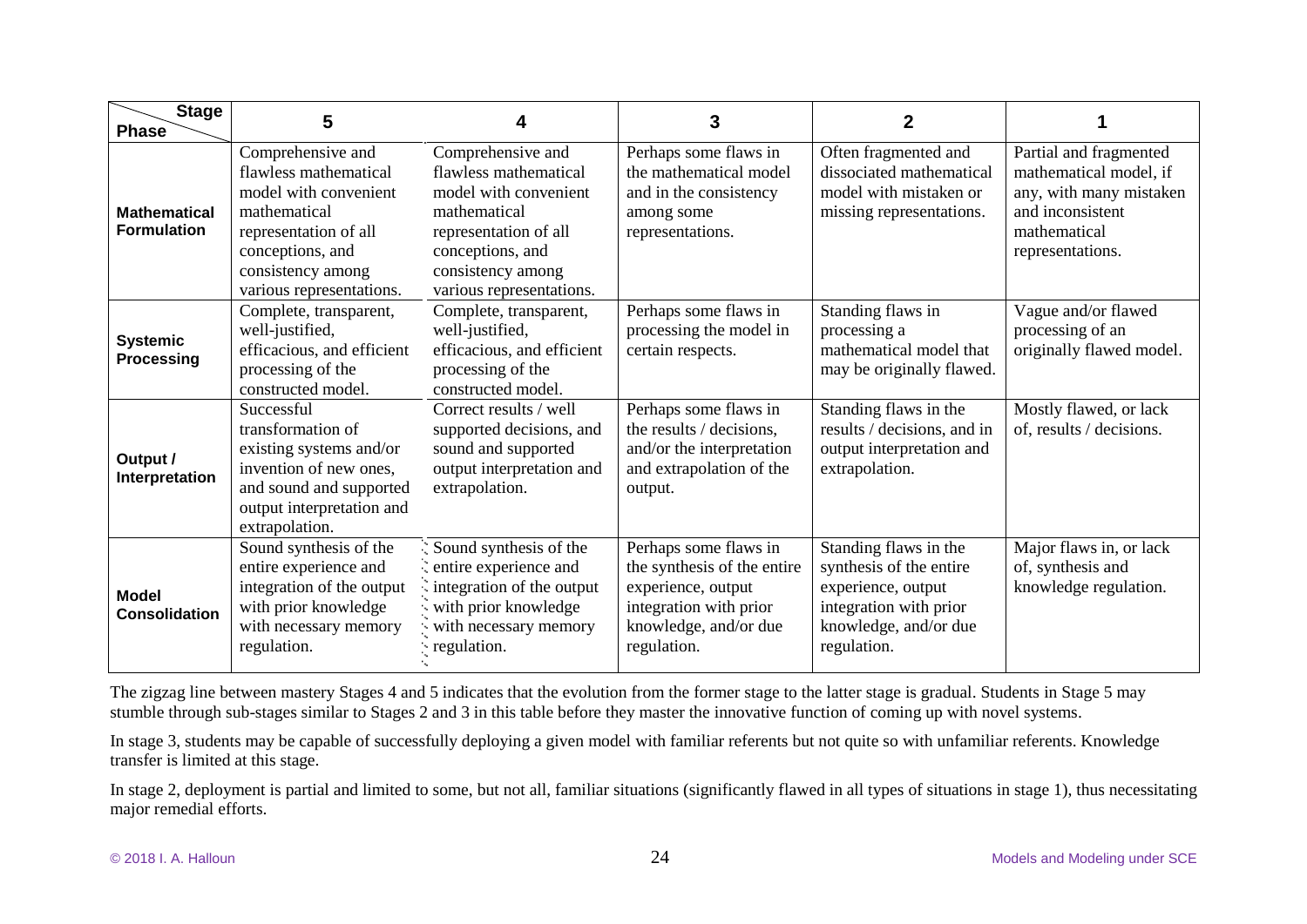| Stage / Phase | 5 | 4 | 3 | 2 | 1 |
|---|---|---|---|---|---|
| **Mathematical Formulation** | Comprehensive and flawless mathematical model with convenient mathematical representation of all conceptions, and consistency among various representations. | Comprehensive and flawless mathematical model with convenient mathematical representation of all conceptions, and consistency among various representations. | Perhaps some flaws in the mathematical model and in the consistency among some representations. | Often fragmented and dissociated mathematical model with mistaken or missing representations. | Partial and fragmented mathematical model, if any, with many mistaken and inconsistent mathematical representations. |
| **Systemic Processing** | Complete, transparent, well-justified, efficacious, and efficient processing of the constructed model. | Complete, transparent, well-justified, efficacious, and efficient processing of the constructed model. | Perhaps some flaws in processing the model in certain respects. | Standing flaws in processing a mathematical model that may be originally flawed. | Vague and/or flawed processing of an originally flawed model. |
| **Output / Interpretation** | Successful transformation of existing systems and/or invention of new ones, and sound and supported output interpretation and extrapolation. | Correct results / well supported decisions, and sound and supported output interpretation and extrapolation. | Perhaps some flaws in the results / decisions, and/or the interpretation and extrapolation of the output. | Standing flaws in the results / decisions, and in output interpretation and extrapolation. | Mostly flawed, or lack of, results / decisions. |
| **Model Consolidation** | Sound synthesis of the entire experience and integration of the output with prior knowledge with necessary memory regulation. | Sound synthesis of the entire experience and integration of the output with prior knowledge with necessary memory regulation. | Perhaps some flaws in the synthesis of the entire experience, output integration with prior knowledge, and/or due regulation. | Standing flaws in the synthesis of the entire experience, output integration with prior knowledge, and/or due regulation. | Major flaws in, or lack of, synthesis and knowledge regulation. |

The zigzag line between mastery Stages 4 and 5 indicates that the evolution from the former stage to the latter stage is gradual. Students in Stage 5 may stumble through sub-stages similar to Stages 2 and 3 in this table before they master the innovative function of coming up with novel systems.

In stage 3, students may be capable of successfully deploying a given model with familiar referents but not quite so with unfamiliar referents. Knowledge transfer is limited at this stage.

In stage 2, deployment is partial and limited to some, but not all, familiar situations (significantly flawed in all types of situations in stage 1), thus necessitating major remedial efforts.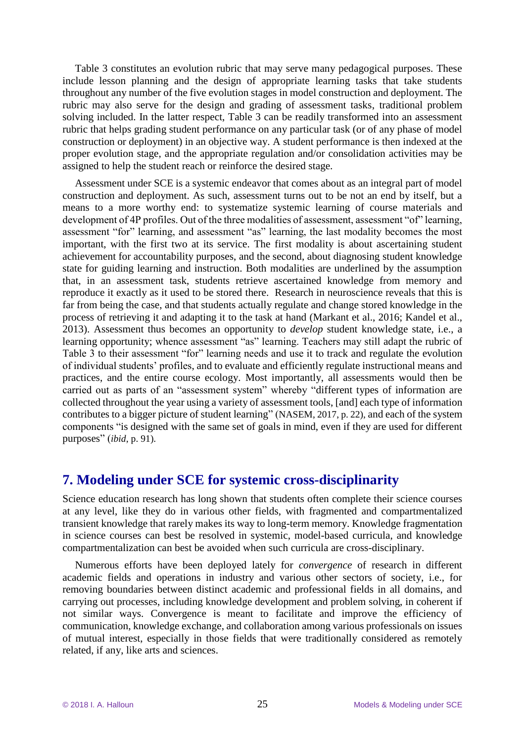Table 3 constitutes an evolution rubric that may serve many pedagogical purposes. These include lesson planning and the design of appropriate learning tasks that take students throughout any number of the five evolution stages in model construction and deployment. The rubric may also serve for the design and grading of assessment tasks, traditional problem solving included. In the latter respect, Table 3 can be readily transformed into an assessment rubric that helps grading student performance on any particular task (or of any phase of model construction or deployment) in an objective way. A student performance is then indexed at the proper evolution stage, and the appropriate regulation and/or consolidation activities may be assigned to help the student reach or reinforce the desired stage.

Assessment under SCE is a systemic endeavor that comes about as an integral part of model construction and deployment. As such, assessment turns out to be not an end by itself, but a means to a more worthy end: to systematize systemic learning of course materials and development of 4P profiles. Out of the three modalities of assessment, assessment "of" learning, assessment "for" learning, and assessment "as" learning, the last modality becomes the most important, with the first two at its service. The first modality is about ascertaining student achievement for accountability purposes, and the second, about diagnosing student knowledge state for guiding learning and instruction. Both modalities are underlined by the assumption that, in an assessment task, students retrieve ascertained knowledge from memory and reproduce it exactly as it used to be stored there. Research in neuroscience reveals that this is far from being the case, and that students actually regulate and change stored knowledge in the process of retrieving it and adapting it to the task at hand (Markant et al., 2016; Kandel et al., 2013). Assessment thus becomes an opportunity to *develop* student knowledge state, i.e., a learning opportunity; whence assessment "as" learning. Teachers may still adapt the rubric of Table 3 to their assessment "for" learning needs and use it to track and regulate the evolution of individual students' profiles, and to evaluate and efficiently regulate instructional means and practices, and the entire course ecology. Most importantly, all assessments would then be carried out as parts of an "assessment system" whereby "different types of information are collected throughout the year using a variety of assessment tools, [and] each type of information contributes to a bigger picture of student learning" (NASEM, 2017, p. 22), and each of the system components "is designed with the same set of goals in mind, even if they are used for different purposes" (*ibid*, p. 91).

## 7. Modeling under SCE for systemic cross-disciplinarity

Science education research has long shown that students often complete their science courses at any level, like they do in various other fields, with fragmented and compartmentalized transient knowledge that rarely makes its way to long-term memory. Knowledge fragmentation in science courses can best be resolved in systemic, model-based curricula, and knowledge compartmentalization can best be avoided when such curricula are cross-disciplinary.

Numerous efforts have been deployed lately for *convergence* of research in different academic fields and operations in industry and various other sectors of society, i.e., for removing boundaries between distinct academic and professional fields in all domains, and carrying out processes, including knowledge development and problem solving, in coherent if not similar ways. Convergence is meant to facilitate and improve the efficiency of communication, knowledge exchange, and collaboration among various professionals on issues of mutual interest, especially in those fields that were traditionally considered as remotely related, if any, like arts and sciences.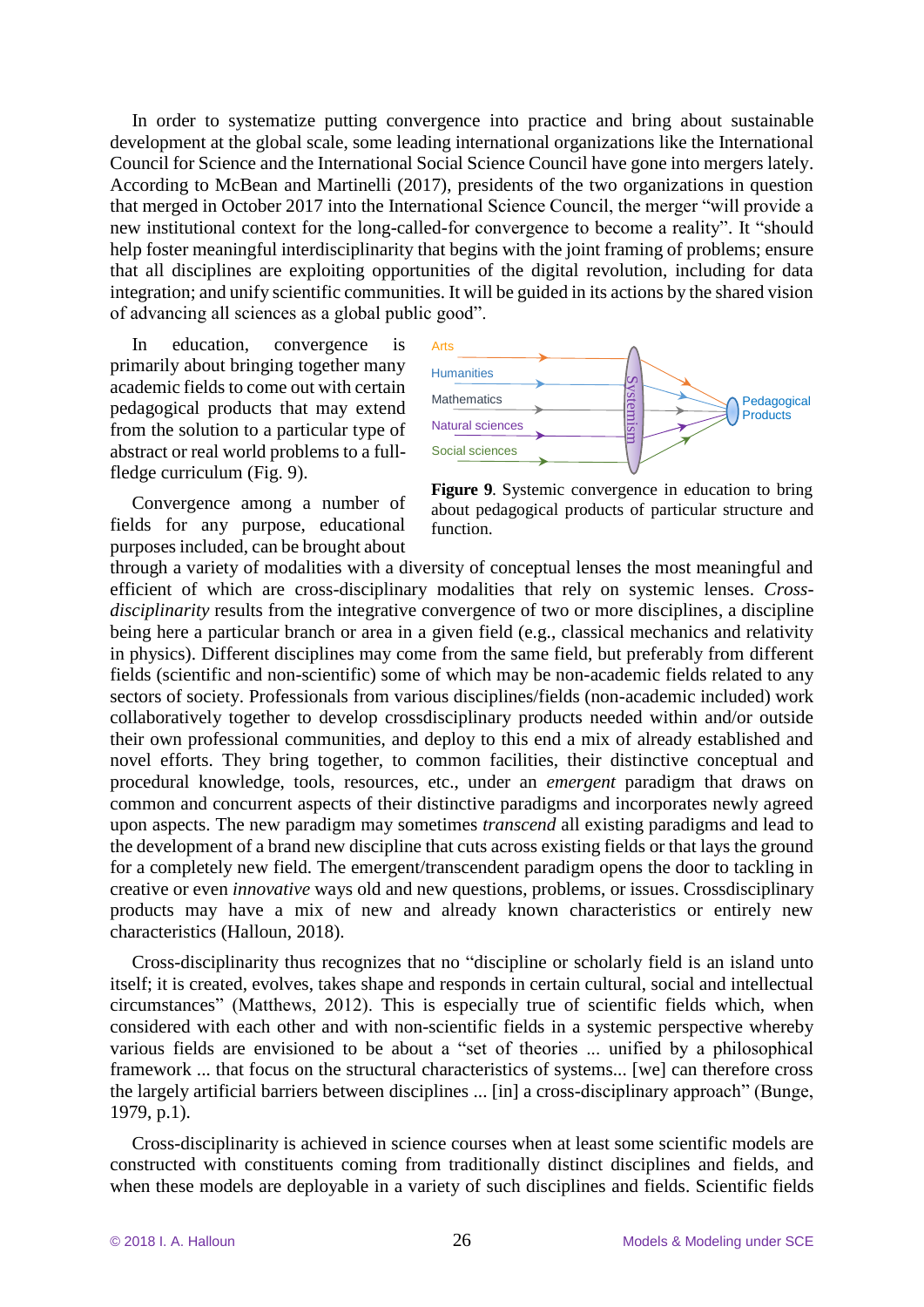In order to systematize putting convergence into practice and bring about sustainable development at the global scale, some leading international organizations like the International Council for Science and the International Social Science Council have gone into mergers lately. According to McBean and Martinelli (2017), presidents of the two organizations in question that merged in October 2017 into the International Science Council, the merger "will provide a new institutional context for the long-called-for convergence to become a reality". It "should help foster meaningful interdisciplinarity that begins with the joint framing of problems; ensure that all disciplines are exploiting opportunities of the digital revolution, including for data integration; and unify scientific communities. It will be guided in its actions by the shared vision of advancing all sciences as a global public good".

In education, convergence is primarily about bringing together many academic fields to come out with certain pedagogical products that may extend from the solution to a particular type of abstract or real world problems to a full-fledge curriculum (Fig. 9).

**Figure 9**. Systemic convergence in education to bring about pedagogical products of particular structure and function.

Convergence among a number of fields for any purpose, educational purposes included, can be brought about through a variety of modalities with a diversity of conceptual lenses the most meaningful and efficient of which are cross-disciplinary modalities that rely on systemic lenses. *Cross-disciplinarity* results from the integrative convergence of two or more disciplines, a discipline being here a particular branch or area in a given field (e.g., classical mechanics and relativity in physics). Different disciplines may come from the same field, but preferably from different fields (scientific and non-scientific) some of which may be non-academic fields related to any sectors of society. Professionals from various disciplines/fields (non-academic included) work collaboratively together to develop crossdisciplinary products needed within and/or outside their own professional communities, and deploy to this end a mix of already established and novel efforts. They bring together, to common facilities, their distinctive conceptual and procedural knowledge, tools, resources, etc., under an *emergent* paradigm that draws on common and concurrent aspects of their distinctive paradigms and incorporates newly agreed upon aspects. The new paradigm may sometimes *transcend* all existing paradigms and lead to the development of a brand new discipline that cuts across existing fields or that lays the ground for a completely new field. The emergent/transcendent paradigm opens the door to tackling in creative or even *innovative* ways old and new questions, problems, or issues. Crossdisciplinary products may have a mix of new and already known characteristics or entirely new characteristics (Halloun, 2018).

Cross-disciplinarity thus recognizes that no "discipline or scholarly field is an island unto itself; it is created, evolves, takes shape and responds in certain cultural, social and intellectual circumstances" (Matthews, 2012). This is especially true of scientific fields which, when considered with each other and with non-scientific fields in a systemic perspective whereby various fields are envisioned to be about a "set of theories ... unified by a philosophical framework ... that focus on the structural characteristics of systems... [we] can therefore cross the largely artificial barriers between disciplines ... [in] a cross-disciplinary approach" (Bunge, 1979, p.1).

Cross-disciplinarity is achieved in science courses when at least some scientific models are constructed with constituents coming from traditionally distinct disciplines and fields, and when these models are deployable in a variety of such disciplines and fields. Scientific fields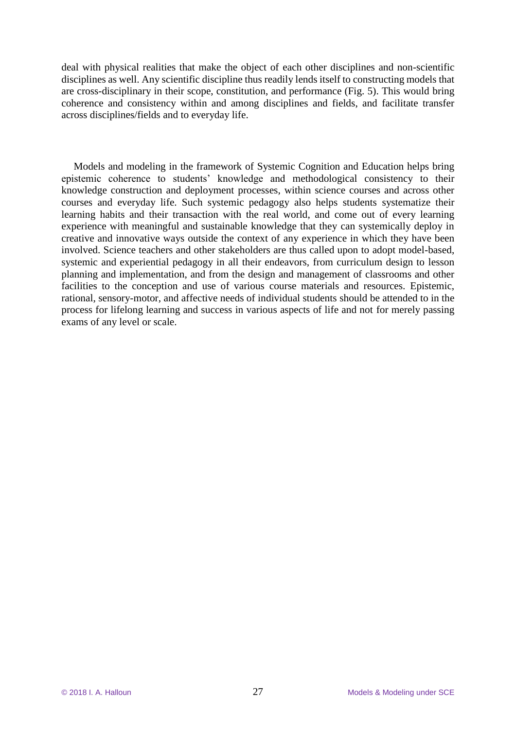deal with physical realities that make the object of each other disciplines and non-scientific disciplines as well. Any scientific discipline thus readily lends itself to constructing models that are cross-disciplinary in their scope, constitution, and performance (Fig. 5). This would bring coherence and consistency within and among disciplines and fields, and facilitate transfer across disciplines/fields and to everyday life.

Models and modeling in the framework of Systemic Cognition and Education helps bring epistemic coherence to students' knowledge and methodological consistency to their knowledge construction and deployment processes, within science courses and across other courses and everyday life. Such systemic pedagogy also helps students systematize their learning habits and their transaction with the real world, and come out of every learning experience with meaningful and sustainable knowledge that they can systemically deploy in creative and innovative ways outside the context of any experience in which they have been involved. Science teachers and other stakeholders are thus called upon to adopt model-based, systemic and experiential pedagogy in all their endeavors, from curriculum design to lesson planning and implementation, and from the design and management of classrooms and other facilities to the conception and use of various course materials and resources. Epistemic, rational, sensory-motor, and affective needs of individual students should be attended to in the process for lifelong learning and success in various aspects of life and not for merely passing exams of any level or scale.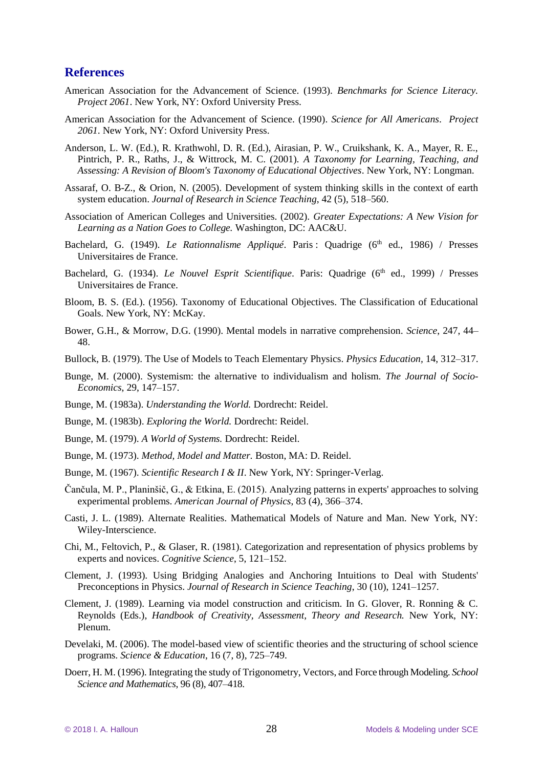## References

American Association for the Advancement of Science. (1993). *Benchmarks for Science Literacy. Project 2061*. New York, NY: Oxford University Press.

American Association for the Advancement of Science. (1990). *Science for All Americans*. *Project 2061*. New York, NY: Oxford University Press.

Anderson, L. W. (Ed.), R. Krathwohl, D. R. (Ed.), Airasian, P. W., Cruikshank, K. A., Mayer, R. E., Pintrich, P. R., Raths, J., & Wittrock, M. C. (2001). *A Taxonomy for Learning, Teaching, and Assessing: A Revision of Bloom's Taxonomy of Educational Objectives*. New York, NY: Longman.

Assaraf, O. B-Z., & Orion, N. (2005). Development of system thinking skills in the context of earth system education. *Journal of Research in Science Teaching*, 42 (5), 518–560.

Association of American Colleges and Universities. (2002). *Greater Expectations: A New Vision for Learning as a Nation Goes to College.* Washington, DC: AAC&U.

Bachelard, G. (1949). *Le Rationnalisme Appliqué*. Paris : Quadrige (6th ed., 1986) / Presses Universitaires de France.

Bachelard, G. (1934). *Le Nouvel Esprit Scientifique*. Paris: Quadrige (6th ed., 1999) / Presses Universitaires de France.

Bloom, B. S. (Ed.). (1956). Taxonomy of Educational Objectives. The Classification of Educational Goals. New York, NY: McKay.

Bower, G.H., & Morrow, D.G. (1990). Mental models in narrative comprehension. *Science*, 247, 44–48.

Bullock, B. (1979). The Use of Models to Teach Elementary Physics. *Physics Education,* 14, 312–317.

Bunge, M. (2000). Systemism: the alternative to individualism and holism. *The Journal of Socio-Economics*, 29, 147–157.

Bunge, M. (1983a). *Understanding the World.* Dordrecht: Reidel.

Bunge, M. (1983b). *Exploring the World.* Dordrecht: Reidel.

Bunge, M. (1979). *A World of Systems.* Dordrecht: Reidel.

Bunge, M. (1973). *Method, Model and Matter.* Boston, MA: D. Reidel.

Bunge, M. (1967). *Scientific Research I & II*. New York, NY: Springer-Verlag.

Čančula, M. P., Planinšič, G., & Etkina, E. (2015). Analyzing patterns in experts' approaches to solving experimental problems. *American Journal of Physics*, 83 (4), 366–374.

Casti, J. L. (1989). Alternate Realities. Mathematical Models of Nature and Man. New York, NY: Wiley-Interscience.

Chi, M., Feltovich, P., & Glaser, R. (1981). Categorization and representation of physics problems by experts and novices. *Cognitive Science*, 5, 121–152.

Clement, J. (1993). Using Bridging Analogies and Anchoring Intuitions to Deal with Students' Preconceptions in Physics. *Journal of Research in Science Teaching*, 30 (10), 1241–1257.

Clement, J. (1989). Learning via model construction and criticism. In G. Glover, R. Ronning & C. Reynolds (Eds.), *Handbook of Creativity, Assessment, Theory and Research.* New York, NY: Plenum.

Develaki, M. (2006). The model-based view of scientific theories and the structuring of school science programs. *Science & Education*, 16 (7, 8), 725–749.

Doerr, H. M. (1996). Integrating the study of Trigonometry, Vectors, and Force through Modeling. *School Science and Mathematics*, 96 (8), 407–418.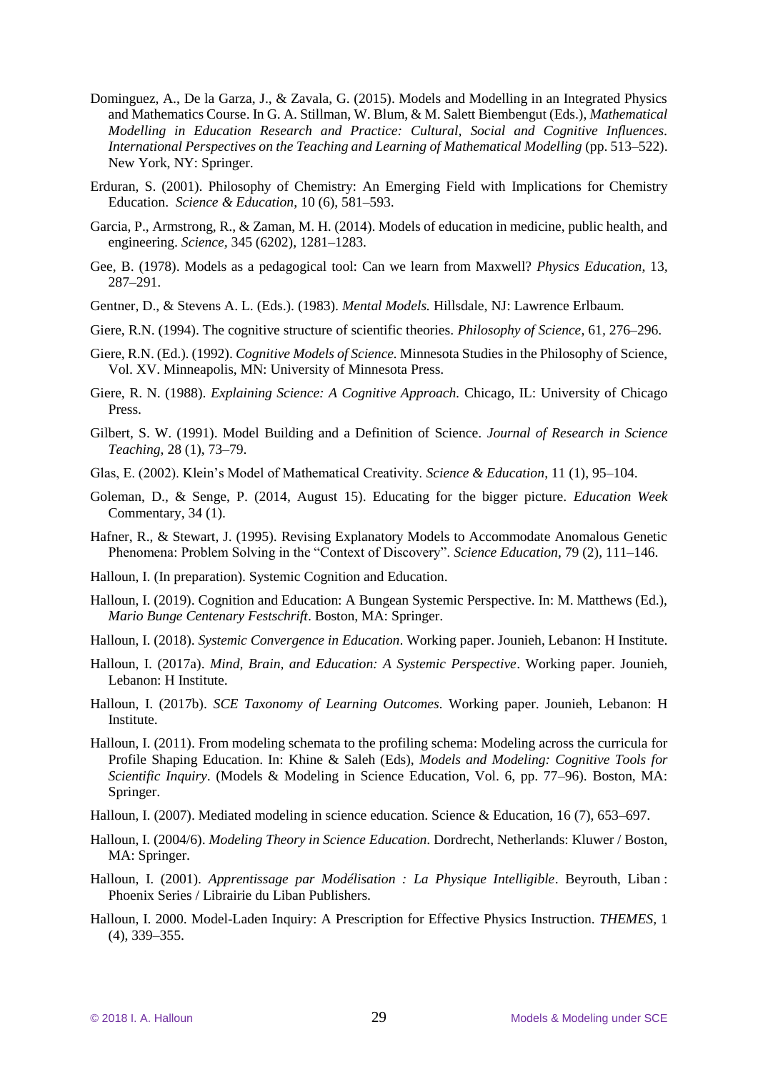Dominguez, A., De la Garza, J., & Zavala, G. (2015). Models and Modelling in an Integrated Physics and Mathematics Course. In G. A. Stillman, W. Blum, & M. Salett Biembengut (Eds.), *Mathematical Modelling in Education Research and Practice: Cultural, Social and Cognitive Influences. International Perspectives on the Teaching and Learning of Mathematical Modelling* (pp. 513–522). New York, NY: Springer.

Erduran, S. (2001). Philosophy of Chemistry: An Emerging Field with Implications for Chemistry Education. *Science & Education*, 10 (6), 581–593.

Garcia, P., Armstrong, R., & Zaman, M. H. (2014). Models of education in medicine, public health, and engineering. *Science*, 345 (6202), 1281–1283.

Gee, B. (1978). Models as a pedagogical tool: Can we learn from Maxwell? *Physics Education*, 13, 287–291.

Gentner, D., & Stevens A. L. (Eds.). (1983). *Mental Models.* Hillsdale, NJ: Lawrence Erlbaum.

Giere, R.N. (1994). The cognitive structure of scientific theories. *Philosophy of Science*, 61, 276–296.

Giere, R.N. (Ed.). (1992). *Cognitive Models of Science.* Minnesota Studies in the Philosophy of Science, Vol. XV. Minneapolis, MN: University of Minnesota Press.

Giere, R. N. (1988). *Explaining Science: A Cognitive Approach.* Chicago, IL: University of Chicago Press.

Gilbert, S. W. (1991). Model Building and a Definition of Science. *Journal of Research in Science Teaching*, 28 (1), 73–79.

Glas, E. (2002). Klein's Model of Mathematical Creativity. *Science & Education*, 11 (1), 95–104.

Goleman, D., & Senge, P. (2014, August 15). Educating for the bigger picture. *Education Week* Commentary, 34 (1).

Hafner, R., & Stewart, J. (1995). Revising Explanatory Models to Accommodate Anomalous Genetic Phenomena: Problem Solving in the "Context of Discovery". *Science Education*, 79 (2), 111–146.

Halloun, I. (In preparation). Systemic Cognition and Education.

Halloun, I. (2019). Cognition and Education: A Bungean Systemic Perspective. In: M. Matthews (Ed.), *Mario Bunge Centenary Festschrift*. Boston, MA: Springer.

Halloun, I. (2018). *Systemic Convergence in Education*. Working paper. Jounieh, Lebanon: H Institute.

Halloun, I. (2017a). *Mind, Brain, and Education: A Systemic Perspective*. Working paper. Jounieh, Lebanon: H Institute.

Halloun, I. (2017b). *SCE Taxonomy of Learning Outcomes*. Working paper. Jounieh, Lebanon: H Institute.

Halloun, I. (2011). From modeling schemata to the profiling schema: Modeling across the curricula for Profile Shaping Education. In: Khine & Saleh (Eds), *Models and Modeling: Cognitive Tools for Scientific Inquiry*. (Models & Modeling in Science Education, Vol. 6, pp. 77–96). Boston, MA: Springer.

Halloun, I. (2007). Mediated modeling in science education. Science & Education, 16 (7), 653–697.

Halloun, I. (2004/6). *Modeling Theory in Science Education*. Dordrecht, Netherlands: Kluwer / Boston, MA: Springer.

Halloun, I. (2001). *Apprentissage par Modélisation : La Physique Intelligible*. Beyrouth, Liban : Phoenix Series / Librairie du Liban Publishers.

Halloun, I. 2000. Model-Laden Inquiry: A Prescription for Effective Physics Instruction. *THEMES*, 1 (4), 339–355.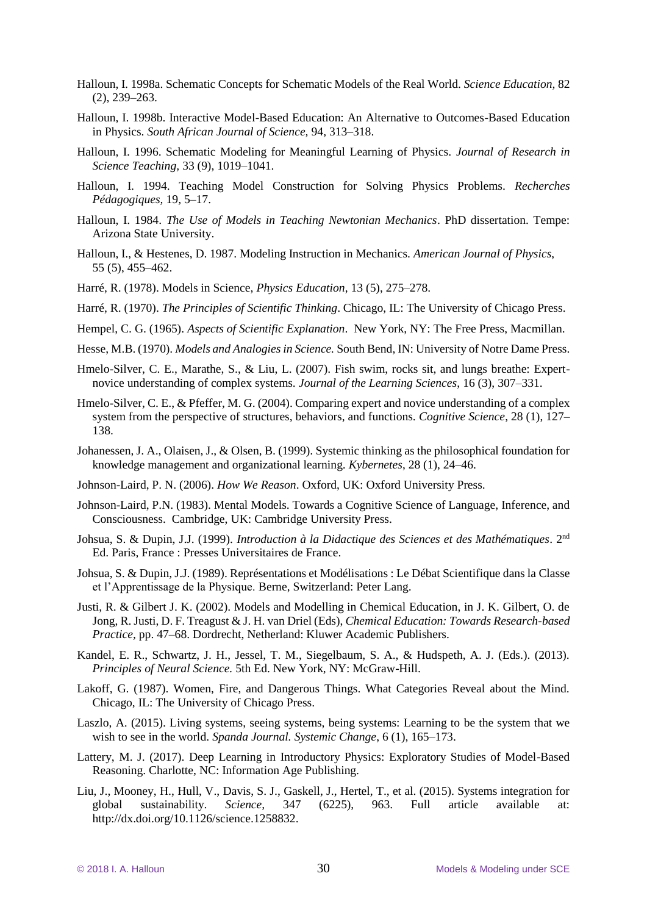Halloun, I. 1998a. Schematic Concepts for Schematic Models of the Real World. *Science Education,* 82 (2), 239–263.

Halloun, I. 1998b. Interactive Model-Based Education: An Alternative to Outcomes-Based Education in Physics. *South African Journal of Science*, 94, 313–318.

Halloun, I. 1996. Schematic Modeling for Meaningful Learning of Physics. *Journal of Research in Science Teaching,* 33 (9), 1019–1041.

Halloun, I. 1994. Teaching Model Construction for Solving Physics Problems. *Recherches Pédagogiques*, 19, 5–17.

Halloun, I. 1984. *The Use of Models in Teaching Newtonian Mechanics*. PhD dissertation. Tempe: Arizona State University.

Halloun, I., & Hestenes, D. 1987. Modeling Instruction in Mechanics. *American Journal of Physics*, 55 (5), 455–462.

Harré, R. (1978). Models in Science, *Physics Education*, 13 (5), 275–278.

Harré, R. (1970). *The Principles of Scientific Thinking*. Chicago, IL: The University of Chicago Press.

Hempel, C. G. (1965). *Aspects of Scientific Explanation*. New York, NY: The Free Press, Macmillan.

Hesse, M.B. (1970). *Models and Analogies in Science.* South Bend, IN: University of Notre Dame Press.

Hmelo-Silver, C. E., Marathe, S., & Liu, L. (2007). Fish swim, rocks sit, and lungs breathe: Expert-novice understanding of complex systems. *Journal of the Learning Sciences*, 16 (3), 307–331.

Hmelo-Silver, C. E., & Pfeffer, M. G. (2004). Comparing expert and novice understanding of a complex system from the perspective of structures, behaviors, and functions. *Cognitive Science*, 28 (1), 127–138.

Johanessen, J. A., Olaisen, J., & Olsen, B. (1999). Systemic thinking as the philosophical foundation for knowledge management and organizational learning. *Kybernetes*, 28 (1), 24–46.

Johnson-Laird, P. N. (2006). *How We Reason*. Oxford, UK: Oxford University Press.

Johnson-Laird, P.N. (1983). Mental Models. Towards a Cognitive Science of Language, Inference, and Consciousness. Cambridge, UK: Cambridge University Press.

Johsua, S. & Dupin, J.J. (1999). *Introduction à la Didactique des Sciences et des Mathématiques*. 2nd Ed. Paris, France : Presses Universitaires de France.

Johsua, S. & Dupin, J.J. (1989). Représentations et Modélisations : Le Débat Scientifique dans la Classe et l'Apprentissage de la Physique. Berne, Switzerland: Peter Lang.

Justi, R. & Gilbert J. K. (2002). Models and Modelling in Chemical Education, in J. K. Gilbert, O. de Jong, R. Justi, D. F. Treagust & J. H. van Driel (Eds), *Chemical Education: Towards Research-based Practice*, pp. 47–68. Dordrecht, Netherland: Kluwer Academic Publishers.

Kandel, E. R., Schwartz, J. H., Jessel, T. M., Siegelbaum, S. A., & Hudspeth, A. J. (Eds.). (2013). *Principles of Neural Science.* 5th Ed. New York, NY: McGraw-Hill.

Lakoff, G. (1987). Women, Fire, and Dangerous Things. What Categories Reveal about the Mind. Chicago, IL: The University of Chicago Press.

Laszlo, A. (2015). Living systems, seeing systems, being systems: Learning to be the system that we wish to see in the world. *Spanda Journal. Systemic Change*, 6 (1), 165–173.

Lattery, M. J. (2017). Deep Learning in Introductory Physics: Exploratory Studies of Model-Based Reasoning. Charlotte, NC: Information Age Publishing.

Liu, J., Mooney, H., Hull, V., Davis, S. J., Gaskell, J., Hertel, T., et al. (2015). Systems integration for global sustainability. *Science,* 347 (6225), 963. Full article available at: http://dx.doi.org/10.1126/science.1258832.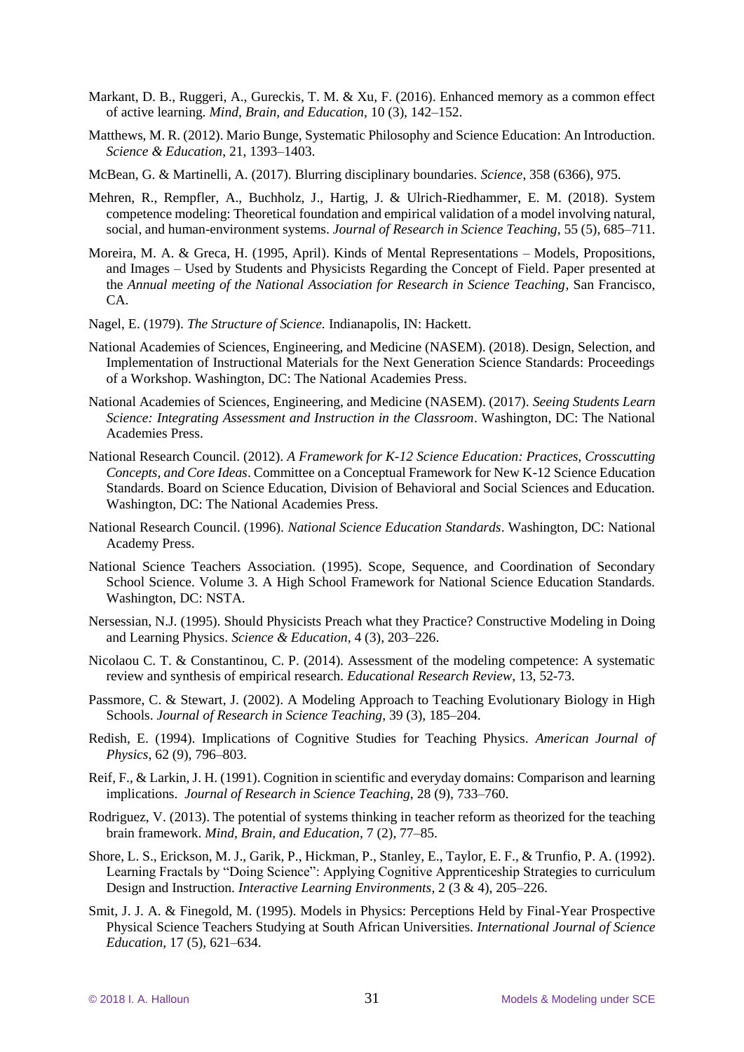Markant, D. B., Ruggeri, A., Gureckis, T. M. & Xu, F. (2016). Enhanced memory as a common effect of active learning. *Mind, Brain, and Education*, 10 (3), 142–152.

Matthews, M. R. (2012). Mario Bunge, Systematic Philosophy and Science Education: An Introduction. *Science & Education*, 21, 1393–1403.

McBean, G. & Martinelli, A. (2017). Blurring disciplinary boundaries. *Science*, 358 (6366), 975.

Mehren, R., Rempfler, A., Buchholz, J., Hartig, J. & Ulrich-Riedhammer, E. M. (2018). System competence modeling: Theoretical foundation and empirical validation of a model involving natural, social, and human-environment systems. *Journal of Research in Science Teaching*, 55 (5), 685–711.

Moreira, M. A. & Greca, H. (1995, April). Kinds of Mental Representations – Models, Propositions, and Images – Used by Students and Physicists Regarding the Concept of Field. Paper presented at the *Annual meeting of the National Association for Research in Science Teaching*, San Francisco, CA.

Nagel, E. (1979). *The Structure of Science.* Indianapolis, IN: Hackett.

National Academies of Sciences, Engineering, and Medicine (NASEM). (2018). Design, Selection, and Implementation of Instructional Materials for the Next Generation Science Standards: Proceedings of a Workshop. Washington, DC: The National Academies Press.

National Academies of Sciences, Engineering, and Medicine (NASEM). (2017). *Seeing Students Learn Science: Integrating Assessment and Instruction in the Classroom*. Washington, DC: The National Academies Press.

National Research Council. (2012). *A Framework for K-12 Science Education: Practices, Crosscutting Concepts, and Core Ideas*. Committee on a Conceptual Framework for New K-12 Science Education Standards. Board on Science Education, Division of Behavioral and Social Sciences and Education. Washington, DC: The National Academies Press.

National Research Council. (1996). *National Science Education Standards*. Washington, DC: National Academy Press.

National Science Teachers Association. (1995). Scope, Sequence, and Coordination of Secondary School Science. Volume 3. A High School Framework for National Science Education Standards. Washington, DC: NSTA.

Nersessian, N.J. (1995). Should Physicists Preach what they Practice? Constructive Modeling in Doing and Learning Physics. *Science & Education*, 4 (3), 203–226.

Nicolaou C. T. & Constantinou, C. P. (2014). Assessment of the modeling competence: A systematic review and synthesis of empirical research. *Educational Research Review*, 13, 52-73.

Passmore, C. & Stewart, J. (2002). A Modeling Approach to Teaching Evolutionary Biology in High Schools. *Journal of Research in Science Teaching*, 39 (3), 185–204.

Redish, E. (1994). Implications of Cognitive Studies for Teaching Physics. *American Journal of Physics*, 62 (9), 796–803.

Reif, F., & Larkin, J. H. (1991). Cognition in scientific and everyday domains: Comparison and learning implications. *Journal of Research in Science Teaching*, 28 (9), 733–760.

Rodriguez, V. (2013). The potential of systems thinking in teacher reform as theorized for the teaching brain framework. *Mind, Brain, and Education*, 7 (2), 77–85.

Shore, L. S., Erickson, M. J., Garik, P., Hickman, P., Stanley, E., Taylor, E. F., & Trunfio, P. A. (1992). Learning Fractals by "Doing Science": Applying Cognitive Apprenticeship Strategies to curriculum Design and Instruction. *Interactive Learning Environments*, 2 (3 & 4), 205–226.

Smit, J. J. A. & Finegold, M. (1995). Models in Physics: Perceptions Held by Final-Year Prospective Physical Science Teachers Studying at South African Universities. *International Journal of Science Education*, 17 (5), 621–634.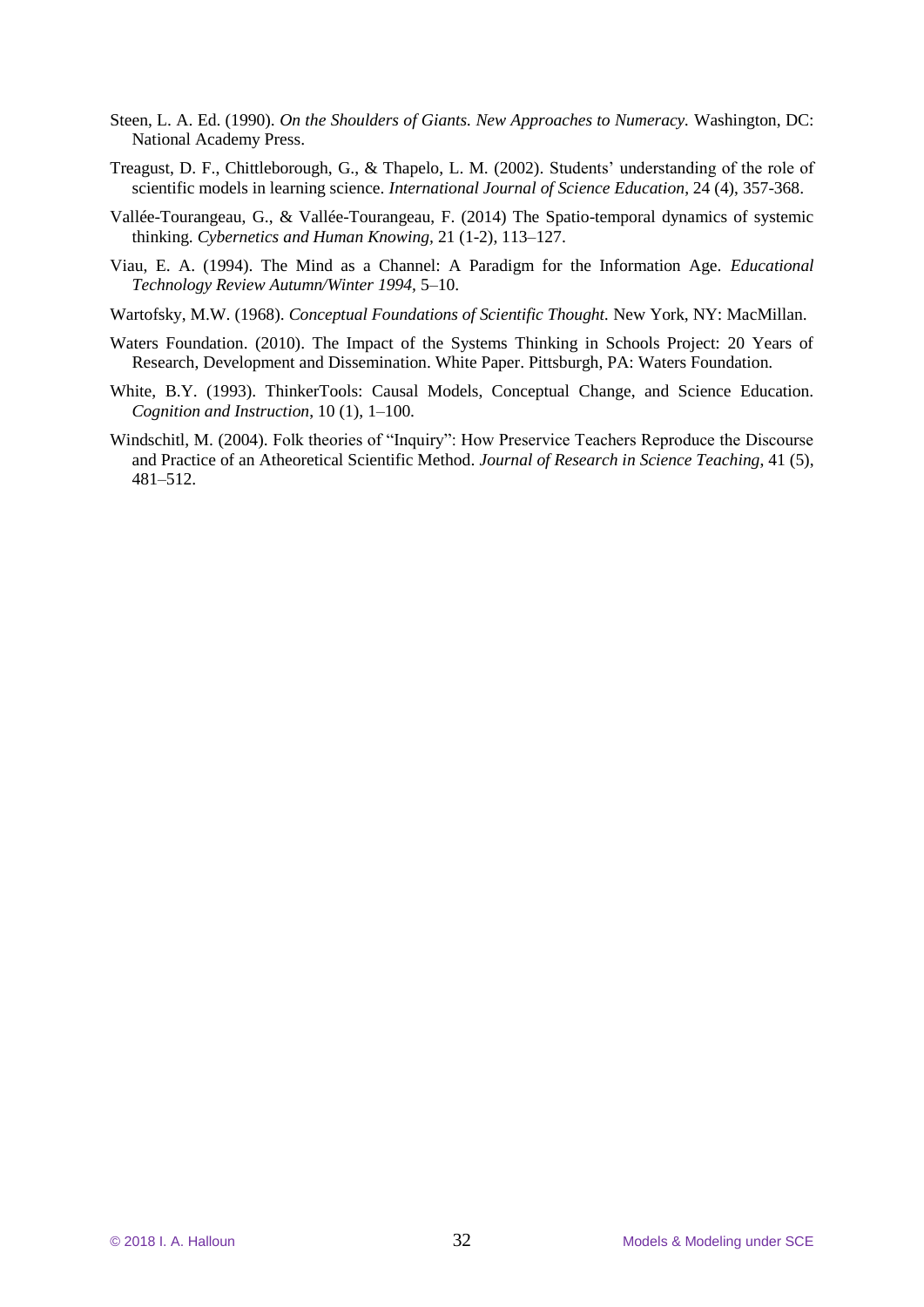Steen, L. A. Ed. (1990). *On the Shoulders of Giants. New Approaches to Numeracy.* Washington, DC: National Academy Press.

Treagust, D. F., Chittleborough, G., & Thapelo, L. M. (2002). Students' understanding of the role of scientific models in learning science. *International Journal of Science Education*, 24 (4), 357-368.

Vallée-Tourangeau, G., & Vallée-Tourangeau, F. (2014) The Spatio-temporal dynamics of systemic thinking. *Cybernetics and Human Knowing*, 21 (1-2), 113–127.

Viau, E. A. (1994). The Mind as a Channel: A Paradigm for the Information Age. *Educational Technology Review Autumn/Winter 1994*, 5–10.

Wartofsky, M.W. (1968). *Conceptual Foundations of Scientific Thought.* New York, NY: MacMillan.

Waters Foundation. (2010). The Impact of the Systems Thinking in Schools Project: 20 Years of Research, Development and Dissemination. White Paper. Pittsburgh, PA: Waters Foundation.

White, B.Y. (1993). ThinkerTools: Causal Models, Conceptual Change, and Science Education. *Cognition and Instruction*, 10 (1), 1–100.

Windschitl, M. (2004). Folk theories of "Inquiry": How Preservice Teachers Reproduce the Discourse and Practice of an Atheoretical Scientific Method. *Journal of Research in Science Teaching*, 41 (5), 481–512.